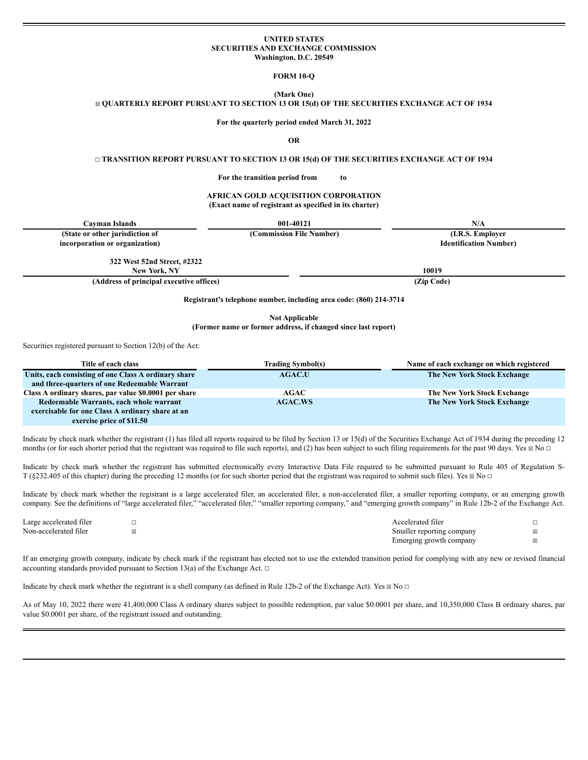**UNITED STATES**
**SECURITIES AND EXCHANGE COMMISSION**
**Washington, D.C. 20549**

**FORM 10-Q**

**(Mark One)**

☒ **QUARTERLY REPORT PURSUANT TO SECTION 13 OR 15(d) OF THE SECURITIES EXCHANGE ACT OF 1934**

**For the quarterly period ended March 31, 2022**

**OR**

☐ **TRANSITION REPORT PURSUANT TO SECTION 13 OR 15(d) OF THE SECURITIES EXCHANGE ACT OF 1934**

**For the transition period from to**

**AFRICAN GOLD ACQUISITION CORPORATION**
**(Exact name of registrant as specified in its charter)**

| Cayman Islands | 001-40121 | N/A |
|---|---|---|
| **(State or other jurisdiction of incorporation or organization)** | **(Commission File Number)** | **(I.R.S. Employer Identification Number)** |

| 322 West 52nd Street, #2322 New York, NY | 10019 |
|---|---|
| **(Address of principal executive offices)** | **(Zip Code)** |

**Registrant's telephone number, including area code: (860) 214-3714**

**Not Applicable**
**(Former name or former address, if changed since last report)**

Securities registered pursuant to Section 12(b) of the Act:

| Title of each class | Trading Symbol(s) | Name of each exchange on which registered |
|---|---|---|
| **Units, each consisting of one Class A ordinary share and three-quarters of one Redeemable Warrant** | **AGAC.U** | **The New York Stock Exchange** |
| **Class A ordinary shares, par value $0.0001 per share** | **AGAC** | **The New York Stock Exchange** |
| **Redeemable Warrants, each whole warrant exercisable for one Class A ordinary share at an exercise price of $11.50** | **AGAC.WS** | **The New York Stock Exchange** |

Indicate by check mark whether the registrant (1) has filed all reports required to be filed by Section 13 or 15(d) of the Securities Exchange Act of 1934 during the preceding 12 months (or for such shorter period that the registrant was required to file such reports), and (2) has been subject to such filing requirements for the past 90 days. Yes ☒ No ☐

Indicate by check mark whether the registrant has submitted electronically every Interactive Data File required to be submitted pursuant to Rule 405 of Regulation S-T (§232.405 of this chapter) during the preceding 12 months (or for such shorter period that the registrant was required to submit such files). Yes ☒ No ☐

Indicate by check mark whether the registrant is a large accelerated filer, an accelerated filer, a non-accelerated filer, a smaller reporting company, or an emerging growth company. See the definitions of "large accelerated filer," "accelerated filer," "smaller reporting company," and "emerging growth company" in Rule 12b-2 of the Exchange Act.

| | | | |
|---|---|---|---|
| Large accelerated filer | ☐ | Accelerated filer | ☐ |
| Non-accelerated filer | ☒ | Smaller reporting company | ☒ |
| | | Emerging growth company | ☒ |

If an emerging growth company, indicate by check mark if the registrant has elected not to use the extended transition period for complying with any new or revised financial accounting standards provided pursuant to Section 13(a) of the Exchange Act. ☐

Indicate by check mark whether the registrant is a shell company (as defined in Rule 12b-2 of the Exchange Act). Yes ☒ No ☐

As of May 10, 2022 there were 41,400,000 Class A ordinary shares subject to possible redemption, par value $0.0001 per share, and 10,350,000 Class B ordinary shares, par value $0.0001 per share, of the registrant issued and outstanding.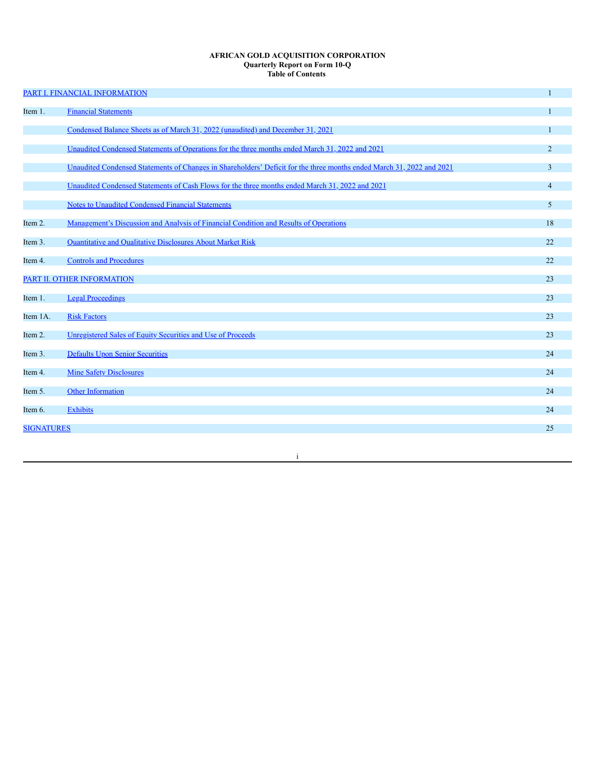**AFRICAN GOLD ACQUISITION CORPORATION**
**Quarterly Report on Form 10-Q**
**Table of Contents**

| | | |
|---|---|---|
| PART I. FINANCIAL INFORMATION | | 1 |
| Item 1. | Financial Statements | 1 |
| | Condensed Balance Sheets as of March 31, 2022 (unaudited) and December 31, 2021 | 1 |
| | Unaudited Condensed Statements of Operations for the three months ended March 31, 2022 and 2021 | 2 |
| | Unaudited Condensed Statements of Changes in Shareholders' Deficit for the three months ended March 31, 2022 and 2021 | 3 |
| | Unaudited Condensed Statements of Cash Flows for the three months ended March 31, 2022 and 2021 | 4 |
| | Notes to Unaudited Condensed Financial Statements | 5 |
| Item 2. | Management's Discussion and Analysis of Financial Condition and Results of Operations | 18 |
| Item 3. | Quantitative and Qualitative Disclosures About Market Risk | 22 |
| Item 4. | Controls and Procedures | 22 |
| PART II. OTHER INFORMATION | | 23 |
| Item 1. | Legal Proceedings | 23 |
| Item 1A. | Risk Factors | 23 |
| Item 2. | Unregistered Sales of Equity Securities and Use of Proceeds | 23 |
| Item 3. | Defaults Upon Senior Securities | 24 |
| Item 4. | Mine Safety Disclosures | 24 |
| Item 5. | Other Information | 24 |
| Item 6. | Exhibits | 24 |
| SIGNATURES | | 25 |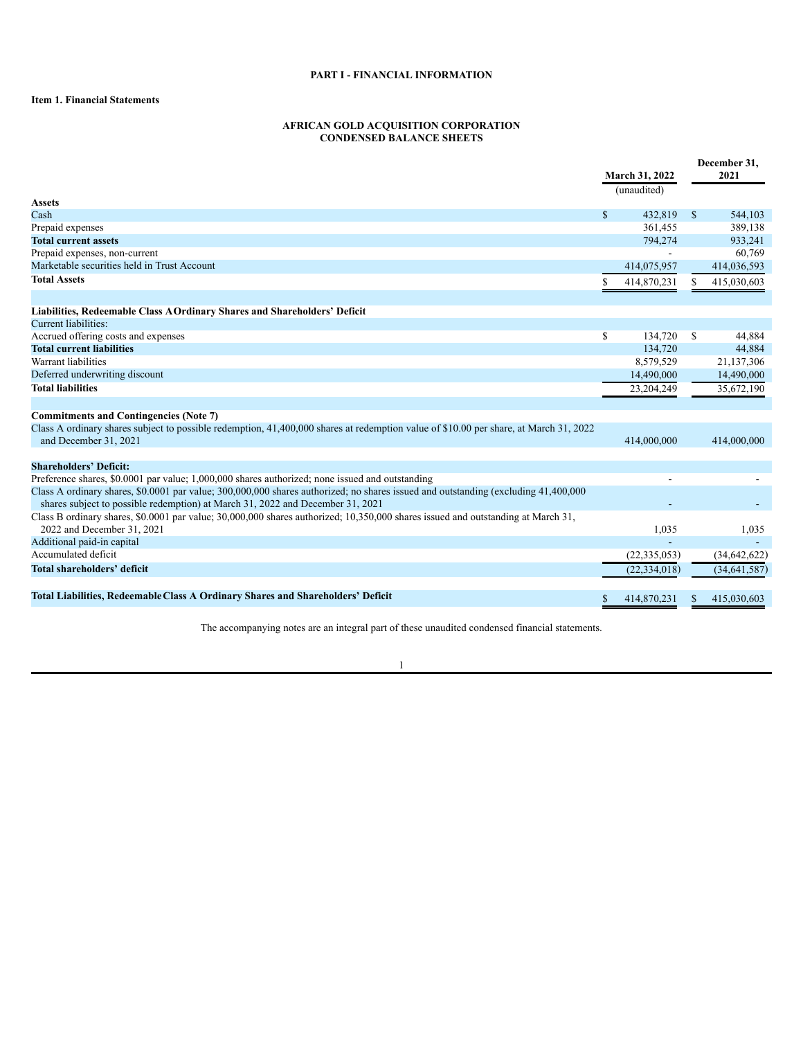# PART I - FINANCIAL INFORMATION

## Item 1. Financial Statements

## AFRICAN GOLD ACQUISITION CORPORATION
## CONDENSED BALANCE SHEETS

| | March 31, 2022 (unaudited) | December 31, 2021 |
|---|---|---|
| **Assets** | | |
| Cash | $ 432,819 | $ 544,103 |
| Prepaid expenses | 361,455 | 389,138 |
| **Total current assets** | 794,274 | 933,241 |
| Prepaid expenses, non-current | - | 60,769 |
| Marketable securities held in Trust Account | 414,075,957 | 414,036,593 |
| **Total Assets** | $ 414,870,231 | $ 415,030,603 |
| | | |
| **Liabilities, Redeemable Class A Ordinary Shares and Shareholders' Deficit** | | |
| Current liabilities: | | |
| Accrued offering costs and expenses | $ 134,720 | $ 44,884 |
| **Total current liabilities** | 134,720 | 44,884 |
| Warrant liabilities | 8,579,529 | 21,137,306 |
| Deferred underwriting discount | 14,490,000 | 14,490,000 |
| **Total liabilities** | 23,204,249 | 35,672,190 |
| | | |
| **Commitments and Contingencies (Note 7)** | | |
| Class A ordinary shares subject to possible redemption, 41,400,000 shares at redemption value of $10.00 per share, at March 31, 2022 and December 31, 2021 | 414,000,000 | 414,000,000 |
| | | |
| **Shareholders' Deficit:** | | |
| Preference shares, $0.0001 par value; 1,000,000 shares authorized; none issued and outstanding | - | - |
| Class A ordinary shares, $0.0001 par value; 300,000,000 shares authorized; no shares issued and outstanding (excluding 41,400,000 shares subject to possible redemption) at March 31, 2022 and December 31, 2021 | - | - |
| Class B ordinary shares, $0.0001 par value; 30,000,000 shares authorized; 10,350,000 shares issued and outstanding at March 31, 2022 and December 31, 2021 | 1,035 | 1,035 |
| Additional paid-in capital | - | - |
| Accumulated deficit | (22,335,053) | (34,642,622) |
| **Total shareholders' deficit** | (22,334,018) | (34,641,587) |
| | | |
| **Total Liabilities, Redeemable Class A Ordinary Shares and Shareholders' Deficit** | $ 414,870,231 | $ 415,030,603 |

The accompanying notes are an integral part of these unaudited condensed financial statements.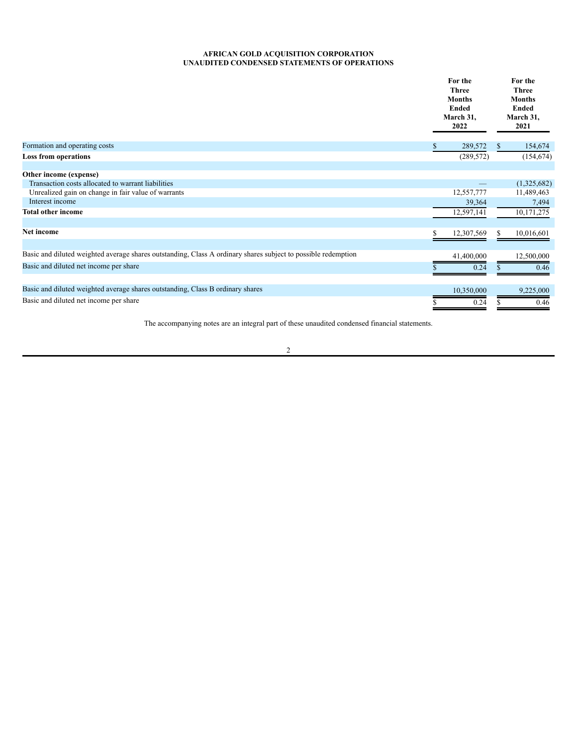**AFRICAN GOLD ACQUISITION CORPORATION**
**UNAUDITED CONDENSED STATEMENTS OF OPERATIONS**

| | For the Three Months Ended March 31, 2022 | For the Three Months Ended March 31, 2021 |
|---|---|---|
| Formation and operating costs | $ 289,572 | $ 154,674 |
| **Loss from operations** | (289,572) | (154,674) |
| | | |
| **Other income (expense)** | | |
| Transaction costs allocated to warrant liabilities | — | (1,325,682) |
| Unrealized gain on change in fair value of warrants | 12,557,777 | 11,489,463 |
| Interest income | 39,364 | 7,494 |
| **Total other income** | 12,597,141 | 10,171,275 |
| | | |
| **Net income** | $ 12,307,569 | $ 10,016,601 |
| | | |
| Basic and diluted weighted average shares outstanding, Class A ordinary shares subject to possible redemption | 41,400,000 | 12,500,000 |
| Basic and diluted net income per share | $ 0.24 | $ 0.46 |
| | | |
| Basic and diluted weighted average shares outstanding, Class B ordinary shares | 10,350,000 | 9,225,000 |
| Basic and diluted net income per share | $ 0.24 | $ 0.46 |

The accompanying notes are an integral part of these unaudited condensed financial statements.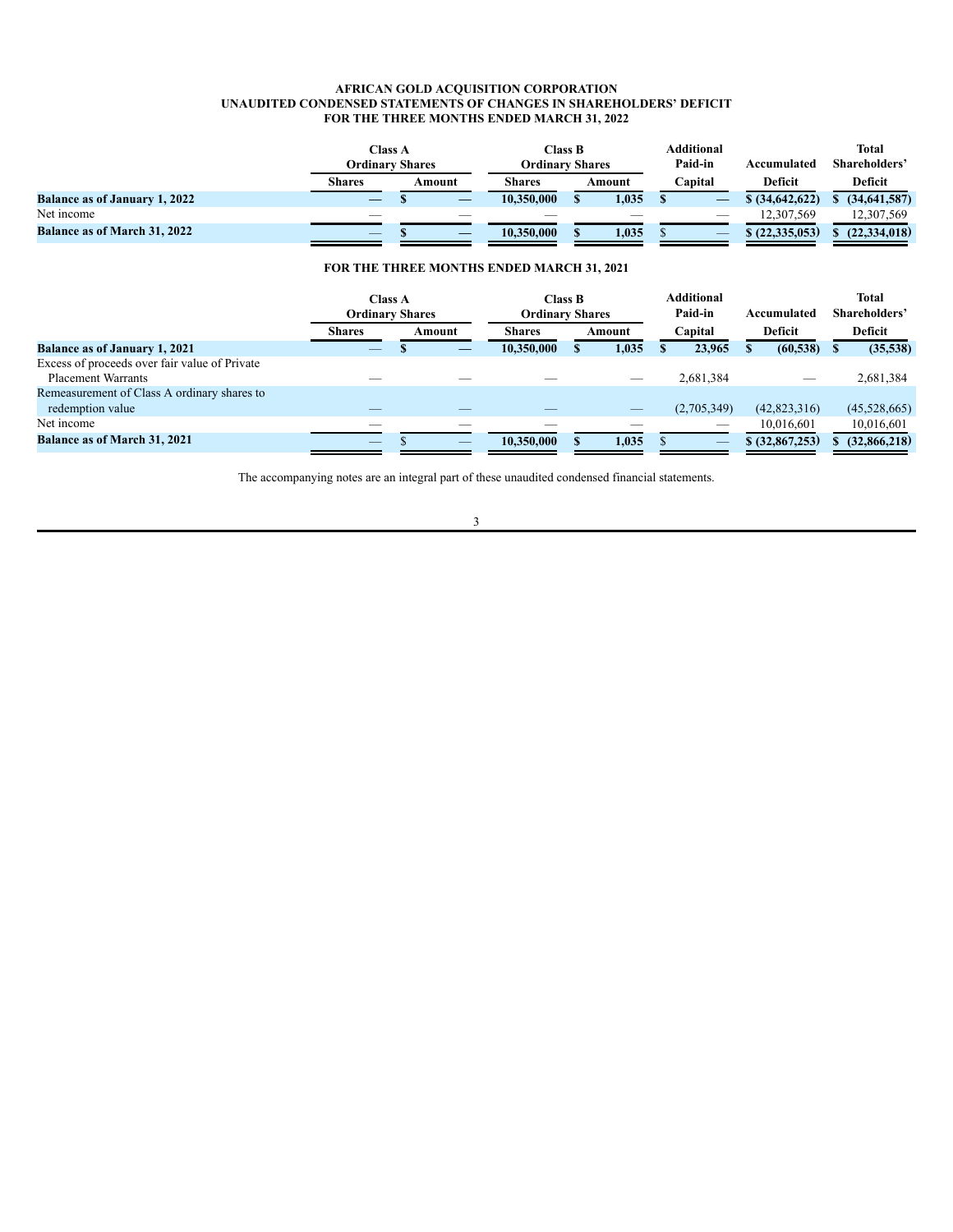**AFRICAN GOLD ACQUISITION CORPORATION**
**UNAUDITED CONDENSED STATEMENTS OF CHANGES IN SHAREHOLDERS' DEFICIT**
**FOR THE THREE MONTHS ENDED MARCH 31, 2022**

| | Class A Ordinary Shares | | Class B Ordinary Shares | | Additional Paid-in | Accumulated | Total Shareholders' |
|---|---|---|---|---|---|---|---|
| | Shares | Amount | Shares | Amount | Capital | Deficit | Deficit |
| **Balance as of January 1, 2022** | — | $ — | 10,350,000 | $ 1,035 | $ — | $ (34,642,622) | $ (34,641,587) |
| Net income | — | — | — | — | — | 12,307,569 | 12,307,569 |
| **Balance as of March 31, 2022** | — | $ — | 10,350,000 | $ 1,035 | $ — | $ (22,335,053) | $ (22,334,018) |

**FOR THE THREE MONTHS ENDED MARCH 31, 2021**

| | Class A Ordinary Shares | | Class B Ordinary Shares | | Additional Paid-in | Accumulated | Total Shareholders' |
|---|---|---|---|---|---|---|---|
| | Shares | Amount | Shares | Amount | Capital | Deficit | Deficit |
| **Balance as of January 1, 2021** | — | $ — | 10,350,000 | $ 1,035 | $ 23,965 | $ (60,538) | $ (35,538) |
| Excess of proceeds over fair value of Private Placement Warrants | — | — | — | — | 2,681,384 | — | 2,681,384 |
| Remeasurement of Class A ordinary shares to redemption value | — | — | — | — | (2,705,349) | (42,823,316) | (45,528,665) |
| Net income | — | — | — | — | — | 10,016,601 | 10,016,601 |
| **Balance as of March 31, 2021** | — | $ — | 10,350,000 | $ 1,035 | $ — | $ (32,867,253) | $ (32,866,218) |

The accompanying notes are an integral part of these unaudited condensed financial statements.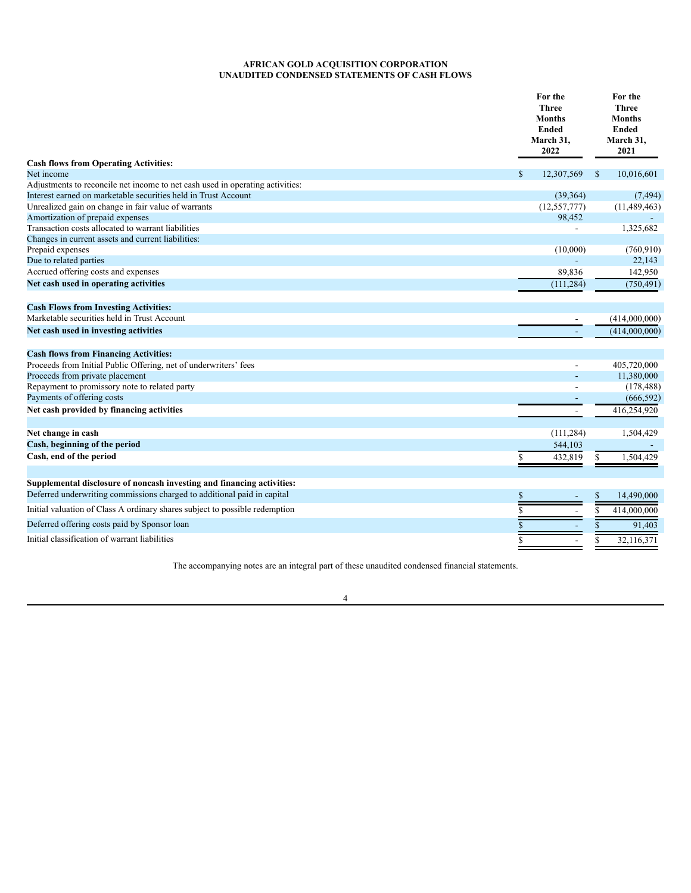**AFRICAN GOLD ACQUISITION CORPORATION**
**UNAUDITED CONDENSED STATEMENTS OF CASH FLOWS**

| | For the Three Months Ended March 31, 2022 | For the Three Months Ended March 31, 2021 |
|---|---|---|
| **Cash flows from Operating Activities:** | | |
| Net income | $ 12,307,569 | $ 10,016,601 |
| Adjustments to reconcile net income to net cash used in operating activities: | | |
| Interest earned on marketable securities held in Trust Account | (39,364) | (7,494) |
| Unrealized gain on change in fair value of warrants | (12,557,777) | (11,489,463) |
| Amortization of prepaid expenses | 98,452 | - |
| Transaction costs allocated to warrant liabilities | - | 1,325,682 |
| Changes in current assets and current liabilities: | | |
| Prepaid expenses | (10,000) | (760,910) |
| Due to related parties | - | 22,143 |
| Accrued offering costs and expenses | 89,836 | 142,950 |
| **Net cash used in operating activities** | (111,284) | (750,491) |
| | | |
| **Cash Flows from Investing Activities:** | | |
| Marketable securities held in Trust Account | - | (414,000,000) |
| **Net cash used in investing activities** | - | (414,000,000) |
| | | |
| **Cash flows from Financing Activities:** | | |
| Proceeds from Initial Public Offering, net of underwriters' fees | - | 405,720,000 |
| Proceeds from private placement | - | 11,380,000 |
| Repayment to promissory note to related party | - | (178,488) |
| Payments of offering costs | - | (666,592) |
| **Net cash provided by financing activities** | - | 416,254,920 |
| | | |
| **Net change in cash** | (111,284) | 1,504,429 |
| **Cash, beginning of the period** | 544,103 | - |
| **Cash, end of the period** | $ 432,819 | $ 1,504,429 |
| | | |
| **Supplemental disclosure of noncash investing and financing activities:** | | |
| Deferred underwriting commissions charged to additional paid in capital | $ - | $ 14,490,000 |
| Initial valuation of Class A ordinary shares subject to possible redemption | $ - | $ 414,000,000 |
| Deferred offering costs paid by Sponsor loan | $ - | $ 91,403 |
| Initial classification of warrant liabilities | $ - | $ 32,116,371 |

The accompanying notes are an integral part of these unaudited condensed financial statements.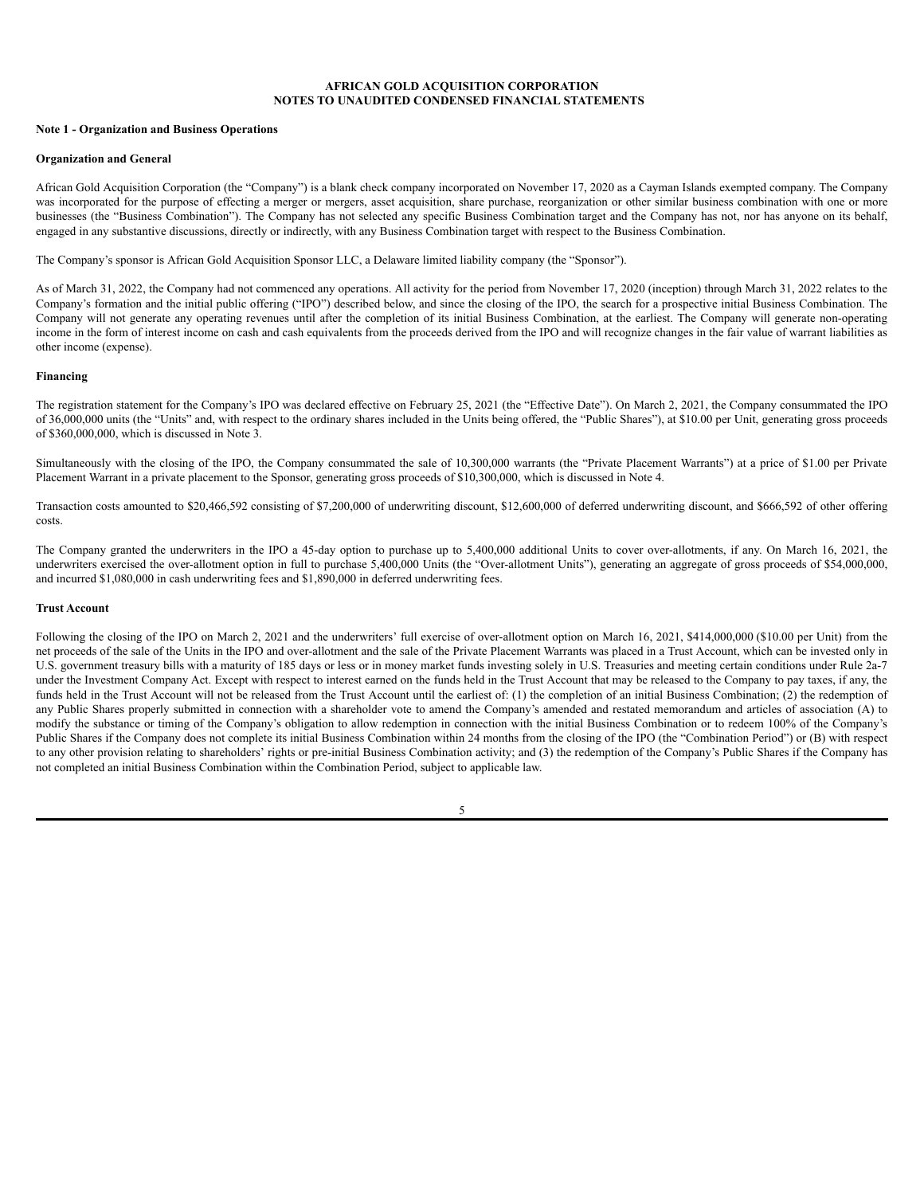**AFRICAN GOLD ACQUISITION CORPORATION**
**NOTES TO UNAUDITED CONDENSED FINANCIAL STATEMENTS**

**Note 1 - Organization and Business Operations**

**Organization and General**

African Gold Acquisition Corporation (the "Company") is a blank check company incorporated on November 17, 2020 as a Cayman Islands exempted company. The Company was incorporated for the purpose of effecting a merger or mergers, asset acquisition, share purchase, reorganization or other similar business combination with one or more businesses (the "Business Combination"). The Company has not selected any specific Business Combination target and the Company has not, nor has anyone on its behalf, engaged in any substantive discussions, directly or indirectly, with any Business Combination target with respect to the Business Combination.

The Company's sponsor is African Gold Acquisition Sponsor LLC, a Delaware limited liability company (the "Sponsor").

As of March 31, 2022, the Company had not commenced any operations. All activity for the period from November 17, 2020 (inception) through March 31, 2022 relates to the Company's formation and the initial public offering ("IPO") described below, and since the closing of the IPO, the search for a prospective initial Business Combination. The Company will not generate any operating revenues until after the completion of its initial Business Combination, at the earliest. The Company will generate non-operating income in the form of interest income on cash and cash equivalents from the proceeds derived from the IPO and will recognize changes in the fair value of warrant liabilities as other income (expense).

**Financing**

The registration statement for the Company's IPO was declared effective on February 25, 2021 (the "Effective Date"). On March 2, 2021, the Company consummated the IPO of 36,000,000 units (the "Units" and, with respect to the ordinary shares included in the Units being offered, the "Public Shares"), at $10.00 per Unit, generating gross proceeds of $360,000,000, which is discussed in Note 3.

Simultaneously with the closing of the IPO, the Company consummated the sale of 10,300,000 warrants (the "Private Placement Warrants") at a price of $1.00 per Private Placement Warrant in a private placement to the Sponsor, generating gross proceeds of $10,300,000, which is discussed in Note 4.

Transaction costs amounted to $20,466,592 consisting of $7,200,000 of underwriting discount, $12,600,000 of deferred underwriting discount, and $666,592 of other offering costs.

The Company granted the underwriters in the IPO a 45-day option to purchase up to 5,400,000 additional Units to cover over-allotments, if any. On March 16, 2021, the underwriters exercised the over-allotment option in full to purchase 5,400,000 Units (the "Over-allotment Units"), generating an aggregate of gross proceeds of $54,000,000, and incurred $1,080,000 in cash underwriting fees and $1,890,000 in deferred underwriting fees.

**Trust Account**

Following the closing of the IPO on March 2, 2021 and the underwriters' full exercise of over-allotment option on March 16, 2021, $414,000,000 ($10.00 per Unit) from the net proceeds of the sale of the Units in the IPO and over-allotment and the sale of the Private Placement Warrants was placed in a Trust Account, which can be invested only in U.S. government treasury bills with a maturity of 185 days or less or in money market funds investing solely in U.S. Treasuries and meeting certain conditions under Rule 2a-7 under the Investment Company Act. Except with respect to interest earned on the funds held in the Trust Account that may be released to the Company to pay taxes, if any, the funds held in the Trust Account will not be released from the Trust Account until the earliest of: (1) the completion of an initial Business Combination; (2) the redemption of any Public Shares properly submitted in connection with a shareholder vote to amend the Company's amended and restated memorandum and articles of association (A) to modify the substance or timing of the Company's obligation to allow redemption in connection with the initial Business Combination or to redeem 100% of the Company's Public Shares if the Company does not complete its initial Business Combination within 24 months from the closing of the IPO (the "Combination Period") or (B) with respect to any other provision relating to shareholders' rights or pre-initial Business Combination activity; and (3) the redemption of the Company's Public Shares if the Company has not completed an initial Business Combination within the Combination Period, subject to applicable law.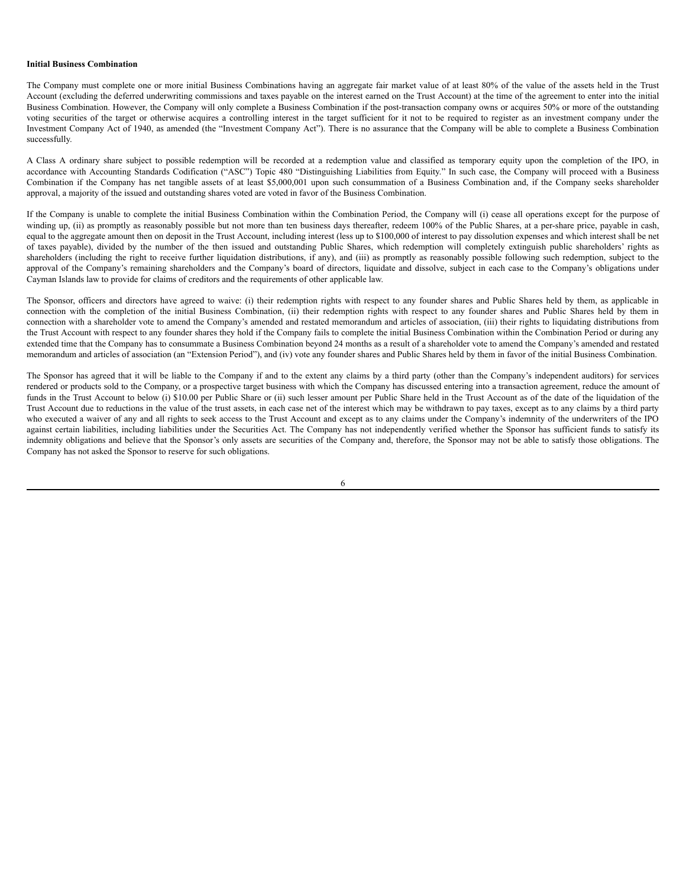**Initial Business Combination**

The Company must complete one or more initial Business Combinations having an aggregate fair market value of at least 80% of the value of the assets held in the Trust Account (excluding the deferred underwriting commissions and taxes payable on the interest earned on the Trust Account) at the time of the agreement to enter into the initial Business Combination. However, the Company will only complete a Business Combination if the post-transaction company owns or acquires 50% or more of the outstanding voting securities of the target or otherwise acquires a controlling interest in the target sufficient for it not to be required to register as an investment company under the Investment Company Act of 1940, as amended (the "Investment Company Act"). There is no assurance that the Company will be able to complete a Business Combination successfully.

A Class A ordinary share subject to possible redemption will be recorded at a redemption value and classified as temporary equity upon the completion of the IPO, in accordance with Accounting Standards Codification ("ASC") Topic 480 "Distinguishing Liabilities from Equity." In such case, the Company will proceed with a Business Combination if the Company has net tangible assets of at least $5,000,001 upon such consummation of a Business Combination and, if the Company seeks shareholder approval, a majority of the issued and outstanding shares voted are voted in favor of the Business Combination.

If the Company is unable to complete the initial Business Combination within the Combination Period, the Company will (i) cease all operations except for the purpose of winding up, (ii) as promptly as reasonably possible but not more than ten business days thereafter, redeem 100% of the Public Shares, at a per-share price, payable in cash, equal to the aggregate amount then on deposit in the Trust Account, including interest (less up to $100,000 of interest to pay dissolution expenses and which interest shall be net of taxes payable), divided by the number of the then issued and outstanding Public Shares, which redemption will completely extinguish public shareholders' rights as shareholders (including the right to receive further liquidation distributions, if any), and (iii) as promptly as reasonably possible following such redemption, subject to the approval of the Company's remaining shareholders and the Company's board of directors, liquidate and dissolve, subject in each case to the Company's obligations under Cayman Islands law to provide for claims of creditors and the requirements of other applicable law.

The Sponsor, officers and directors have agreed to waive: (i) their redemption rights with respect to any founder shares and Public Shares held by them, as applicable in connection with the completion of the initial Business Combination, (ii) their redemption rights with respect to any founder shares and Public Shares held by them in connection with a shareholder vote to amend the Company's amended and restated memorandum and articles of association, (iii) their rights to liquidating distributions from the Trust Account with respect to any founder shares they hold if the Company fails to complete the initial Business Combination within the Combination Period or during any extended time that the Company has to consummate a Business Combination beyond 24 months as a result of a shareholder vote to amend the Company's amended and restated memorandum and articles of association (an "Extension Period"), and (iv) vote any founder shares and Public Shares held by them in favor of the initial Business Combination.

The Sponsor has agreed that it will be liable to the Company if and to the extent any claims by a third party (other than the Company's independent auditors) for services rendered or products sold to the Company, or a prospective target business with which the Company has discussed entering into a transaction agreement, reduce the amount of funds in the Trust Account to below (i) $10.00 per Public Share or (ii) such lesser amount per Public Share held in the Trust Account as of the date of the liquidation of the Trust Account due to reductions in the value of the trust assets, in each case net of the interest which may be withdrawn to pay taxes, except as to any claims by a third party who executed a waiver of any and all rights to seek access to the Trust Account and except as to any claims under the Company's indemnity of the underwriters of the IPO against certain liabilities, including liabilities under the Securities Act. The Company has not independently verified whether the Sponsor has sufficient funds to satisfy its indemnity obligations and believe that the Sponsor's only assets are securities of the Company and, therefore, the Sponsor may not be able to satisfy those obligations. The Company has not asked the Sponsor to reserve for such obligations.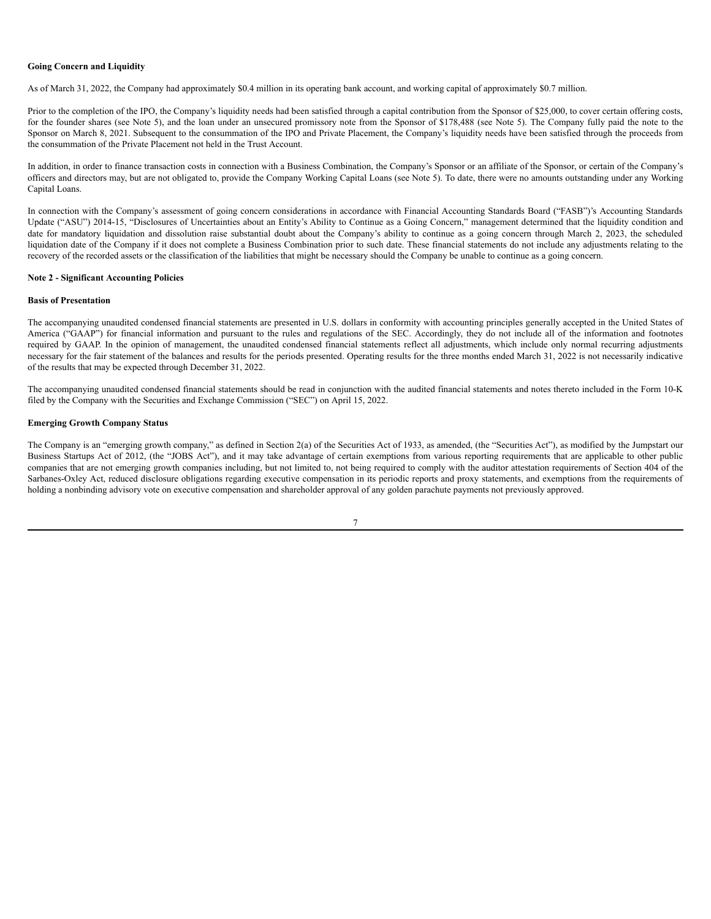**Going Concern and Liquidity**

As of March 31, 2022, the Company had approximately $0.4 million in its operating bank account, and working capital of approximately $0.7 million.

Prior to the completion of the IPO, the Company's liquidity needs had been satisfied through a capital contribution from the Sponsor of $25,000, to cover certain offering costs, for the founder shares (see Note 5), and the loan under an unsecured promissory note from the Sponsor of $178,488 (see Note 5). The Company fully paid the note to the Sponsor on March 8, 2021. Subsequent to the consummation of the IPO and Private Placement, the Company's liquidity needs have been satisfied through the proceeds from the consummation of the Private Placement not held in the Trust Account.

In addition, in order to finance transaction costs in connection with a Business Combination, the Company's Sponsor or an affiliate of the Sponsor, or certain of the Company's officers and directors may, but are not obligated to, provide the Company Working Capital Loans (see Note 5). To date, there were no amounts outstanding under any Working Capital Loans.

In connection with the Company's assessment of going concern considerations in accordance with Financial Accounting Standards Board ("FASB")'s Accounting Standards Update ("ASU") 2014-15, "Disclosures of Uncertainties about an Entity's Ability to Continue as a Going Concern," management determined that the liquidity condition and date for mandatory liquidation and dissolution raise substantial doubt about the Company's ability to continue as a going concern through March 2, 2023, the scheduled liquidation date of the Company if it does not complete a Business Combination prior to such date. These financial statements do not include any adjustments relating to the recovery of the recorded assets or the classification of the liabilities that might be necessary should the Company be unable to continue as a going concern.

**Note 2 - Significant Accounting Policies**

**Basis of Presentation**

The accompanying unaudited condensed financial statements are presented in U.S. dollars in conformity with accounting principles generally accepted in the United States of America ("GAAP") for financial information and pursuant to the rules and regulations of the SEC. Accordingly, they do not include all of the information and footnotes required by GAAP. In the opinion of management, the unaudited condensed financial statements reflect all adjustments, which include only normal recurring adjustments necessary for the fair statement of the balances and results for the periods presented. Operating results for the three months ended March 31, 2022 is not necessarily indicative of the results that may be expected through December 31, 2022.

The accompanying unaudited condensed financial statements should be read in conjunction with the audited financial statements and notes thereto included in the Form 10-K filed by the Company with the Securities and Exchange Commission ("SEC") on April 15, 2022.

**Emerging Growth Company Status**

The Company is an "emerging growth company," as defined in Section 2(a) of the Securities Act of 1933, as amended, (the "Securities Act"), as modified by the Jumpstart our Business Startups Act of 2012, (the "JOBS Act"), and it may take advantage of certain exemptions from various reporting requirements that are applicable to other public companies that are not emerging growth companies including, but not limited to, not being required to comply with the auditor attestation requirements of Section 404 of the Sarbanes-Oxley Act, reduced disclosure obligations regarding executive compensation in its periodic reports and proxy statements, and exemptions from the requirements of holding a nonbinding advisory vote on executive compensation and shareholder approval of any golden parachute payments not previously approved.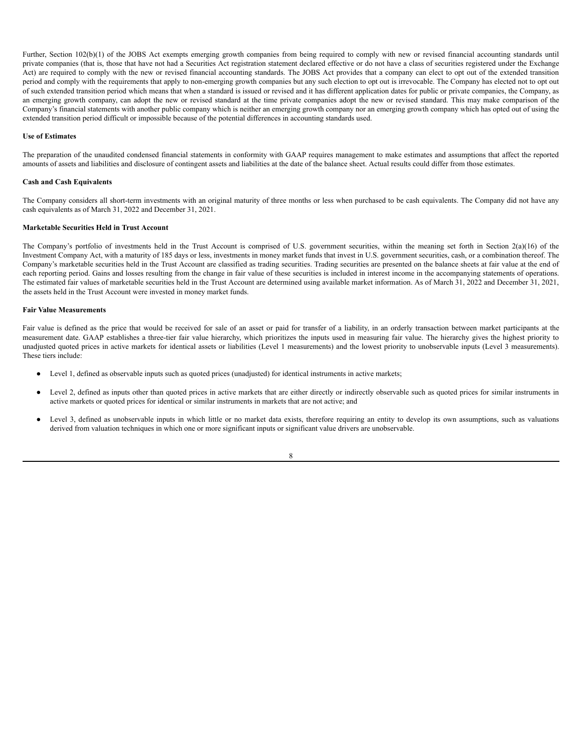Further, Section 102(b)(1) of the JOBS Act exempts emerging growth companies from being required to comply with new or revised financial accounting standards until private companies (that is, those that have not had a Securities Act registration statement declared effective or do not have a class of securities registered under the Exchange Act) are required to comply with the new or revised financial accounting standards. The JOBS Act provides that a company can elect to opt out of the extended transition period and comply with the requirements that apply to non-emerging growth companies but any such election to opt out is irrevocable. The Company has elected not to opt out of such extended transition period which means that when a standard is issued or revised and it has different application dates for public or private companies, the Company, as an emerging growth company, can adopt the new or revised standard at the time private companies adopt the new or revised standard. This may make comparison of the Company's financial statements with another public company which is neither an emerging growth company nor an emerging growth company which has opted out of using the extended transition period difficult or impossible because of the potential differences in accounting standards used.

**Use of Estimates**

The preparation of the unaudited condensed financial statements in conformity with GAAP requires management to make estimates and assumptions that affect the reported amounts of assets and liabilities and disclosure of contingent assets and liabilities at the date of the balance sheet. Actual results could differ from those estimates.

**Cash and Cash Equivalents**

The Company considers all short-term investments with an original maturity of three months or less when purchased to be cash equivalents. The Company did not have any cash equivalents as of March 31, 2022 and December 31, 2021.

**Marketable Securities Held in Trust Account**

The Company's portfolio of investments held in the Trust Account is comprised of U.S. government securities, within the meaning set forth in Section 2(a)(16) of the Investment Company Act, with a maturity of 185 days or less, investments in money market funds that invest in U.S. government securities, cash, or a combination thereof. The Company's marketable securities held in the Trust Account are classified as trading securities. Trading securities are presented on the balance sheets at fair value at the end of each reporting period. Gains and losses resulting from the change in fair value of these securities is included in interest income in the accompanying statements of operations. The estimated fair values of marketable securities held in the Trust Account are determined using available market information. As of March 31, 2022 and December 31, 2021, the assets held in the Trust Account were invested in money market funds.

**Fair Value Measurements**

Fair value is defined as the price that would be received for sale of an asset or paid for transfer of a liability, in an orderly transaction between market participants at the measurement date. GAAP establishes a three-tier fair value hierarchy, which prioritizes the inputs used in measuring fair value. The hierarchy gives the highest priority to unadjusted quoted prices in active markets for identical assets or liabilities (Level 1 measurements) and the lowest priority to unobservable inputs (Level 3 measurements). These tiers include:

- Level 1, defined as observable inputs such as quoted prices (unadjusted) for identical instruments in active markets;
- Level 2, defined as inputs other than quoted prices in active markets that are either directly or indirectly observable such as quoted prices for similar instruments in active markets or quoted prices for identical or similar instruments in markets that are not active; and
- Level 3, defined as unobservable inputs in which little or no market data exists, therefore requiring an entity to develop its own assumptions, such as valuations derived from valuation techniques in which one or more significant inputs or significant value drivers are unobservable.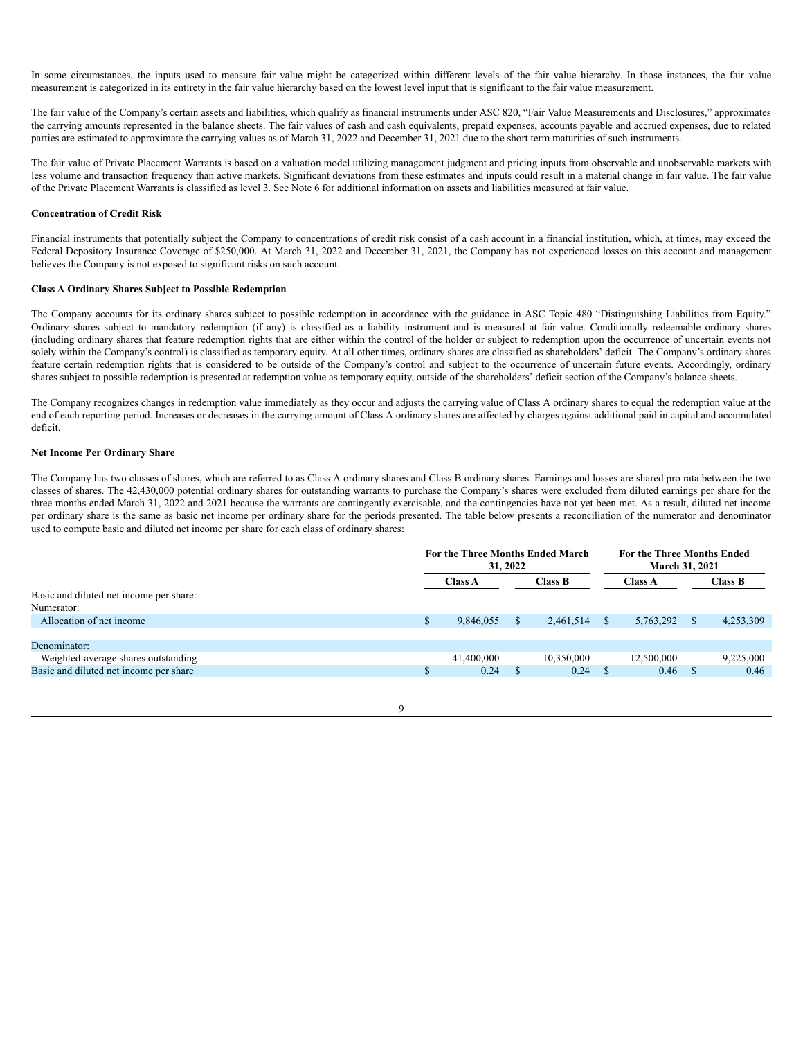In some circumstances, the inputs used to measure fair value might be categorized within different levels of the fair value hierarchy. In those instances, the fair value measurement is categorized in its entirety in the fair value hierarchy based on the lowest level input that is significant to the fair value measurement.

The fair value of the Company's certain assets and liabilities, which qualify as financial instruments under ASC 820, "Fair Value Measurements and Disclosures," approximates the carrying amounts represented in the balance sheets. The fair values of cash and cash equivalents, prepaid expenses, accounts payable and accrued expenses, due to related parties are estimated to approximate the carrying values as of March 31, 2022 and December 31, 2021 due to the short term maturities of such instruments.

The fair value of Private Placement Warrants is based on a valuation model utilizing management judgment and pricing inputs from observable and unobservable markets with less volume and transaction frequency than active markets. Significant deviations from these estimates and inputs could result in a material change in fair value. The fair value of the Private Placement Warrants is classified as level 3. See Note 6 for additional information on assets and liabilities measured at fair value.

**Concentration of Credit Risk**

Financial instruments that potentially subject the Company to concentrations of credit risk consist of a cash account in a financial institution, which, at times, may exceed the Federal Depository Insurance Coverage of $250,000. At March 31, 2022 and December 31, 2021, the Company has not experienced losses on this account and management believes the Company is not exposed to significant risks on such account.

**Class A Ordinary Shares Subject to Possible Redemption**

The Company accounts for its ordinary shares subject to possible redemption in accordance with the guidance in ASC Topic 480 "Distinguishing Liabilities from Equity." Ordinary shares subject to mandatory redemption (if any) is classified as a liability instrument and is measured at fair value. Conditionally redeemable ordinary shares (including ordinary shares that feature redemption rights that are either within the control of the holder or subject to redemption upon the occurrence of uncertain events not solely within the Company's control) is classified as temporary equity. At all other times, ordinary shares are classified as shareholders' deficit. The Company's ordinary shares feature certain redemption rights that is considered to be outside of the Company's control and subject to the occurrence of uncertain future events. Accordingly, ordinary shares subject to possible redemption is presented at redemption value as temporary equity, outside of the shareholders' deficit section of the Company's balance sheets.

The Company recognizes changes in redemption value immediately as they occur and adjusts the carrying value of Class A ordinary shares to equal the redemption value at the end of each reporting period. Increases or decreases in the carrying amount of Class A ordinary shares are affected by charges against additional paid in capital and accumulated deficit.

**Net Income Per Ordinary Share**

The Company has two classes of shares, which are referred to as Class A ordinary shares and Class B ordinary shares. Earnings and losses are shared pro rata between the two classes of shares. The 42,430,000 potential ordinary shares for outstanding warrants to purchase the Company's shares were excluded from diluted earnings per share for the three months ended March 31, 2022 and 2021 because the warrants are contingently exercisable, and the contingencies have not yet been met. As a result, diluted net income per ordinary share is the same as basic net income per ordinary share for the periods presented. The table below presents a reconciliation of the numerator and denominator used to compute basic and diluted net income per share for each class of ordinary shares:

| | For the Three Months Ended March 31, 2022 | | For the Three Months Ended March 31, 2021 | |
|---|---|---|---|---|
| | Class A | Class B | Class A | Class B |
| Basic and diluted net income per share: | | | | |
| Numerator: | | | | |
| Allocation of net income | $ 9,846,055 | $ 2,461,514 | $ 5,763,292 | $ 4,253,309 |
| | | | | |
| Denominator: | | | | |
| Weighted-average shares outstanding | 41,400,000 | 10,350,000 | 12,500,000 | 9,225,000 |
| Basic and diluted net income per share | $ 0.24 | $ 0.24 | $ 0.46 | $ 0.46 |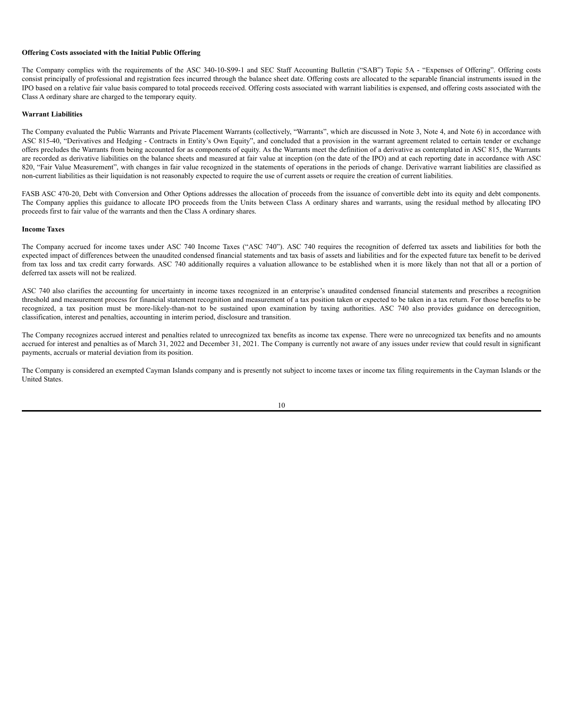**Offering Costs associated with the Initial Public Offering**

The Company complies with the requirements of the ASC 340-10-S99-1 and SEC Staff Accounting Bulletin ("SAB") Topic 5A - "Expenses of Offering". Offering costs consist principally of professional and registration fees incurred through the balance sheet date. Offering costs are allocated to the separable financial instruments issued in the IPO based on a relative fair value basis compared to total proceeds received. Offering costs associated with warrant liabilities is expensed, and offering costs associated with the Class A ordinary share are charged to the temporary equity.

**Warrant Liabilities**

The Company evaluated the Public Warrants and Private Placement Warrants (collectively, "Warrants", which are discussed in Note 3, Note 4, and Note 6) in accordance with ASC 815-40, "Derivatives and Hedging - Contracts in Entity's Own Equity", and concluded that a provision in the warrant agreement related to certain tender or exchange offers precludes the Warrants from being accounted for as components of equity. As the Warrants meet the definition of a derivative as contemplated in ASC 815, the Warrants are recorded as derivative liabilities on the balance sheets and measured at fair value at inception (on the date of the IPO) and at each reporting date in accordance with ASC 820, "Fair Value Measurement", with changes in fair value recognized in the statements of operations in the periods of change. Derivative warrant liabilities are classified as non-current liabilities as their liquidation is not reasonably expected to require the use of current assets or require the creation of current liabilities.

FASB ASC 470-20, Debt with Conversion and Other Options addresses the allocation of proceeds from the issuance of convertible debt into its equity and debt components. The Company applies this guidance to allocate IPO proceeds from the Units between Class A ordinary shares and warrants, using the residual method by allocating IPO proceeds first to fair value of the warrants and then the Class A ordinary shares.

**Income Taxes**

The Company accrued for income taxes under ASC 740 Income Taxes ("ASC 740"). ASC 740 requires the recognition of deferred tax assets and liabilities for both the expected impact of differences between the unaudited condensed financial statements and tax basis of assets and liabilities and for the expected future tax benefit to be derived from tax loss and tax credit carry forwards. ASC 740 additionally requires a valuation allowance to be established when it is more likely than not that all or a portion of deferred tax assets will not be realized.

ASC 740 also clarifies the accounting for uncertainty in income taxes recognized in an enterprise's unaudited condensed financial statements and prescribes a recognition threshold and measurement process for financial statement recognition and measurement of a tax position taken or expected to be taken in a tax return. For those benefits to be recognized, a tax position must be more-likely-than-not to be sustained upon examination by taxing authorities. ASC 740 also provides guidance on derecognition, classification, interest and penalties, accounting in interim period, disclosure and transition.

The Company recognizes accrued interest and penalties related to unrecognized tax benefits as income tax expense. There were no unrecognized tax benefits and no amounts accrued for interest and penalties as of March 31, 2022 and December 31, 2021. The Company is currently not aware of any issues under review that could result in significant payments, accruals or material deviation from its position.

The Company is considered an exempted Cayman Islands company and is presently not subject to income taxes or income tax filing requirements in the Cayman Islands or the United States.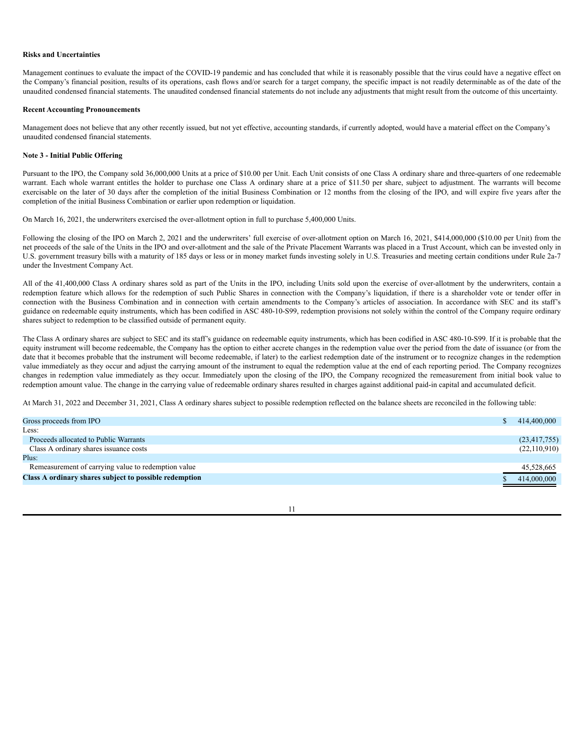**Risks and Uncertainties**

Management continues to evaluate the impact of the COVID-19 pandemic and has concluded that while it is reasonably possible that the virus could have a negative effect on the Company's financial position, results of its operations, cash flows and/or search for a target company, the specific impact is not readily determinable as of the date of the unaudited condensed financial statements. The unaudited condensed financial statements do not include any adjustments that might result from the outcome of this uncertainty.

**Recent Accounting Pronouncements**

Management does not believe that any other recently issued, but not yet effective, accounting standards, if currently adopted, would have a material effect on the Company's unaudited condensed financial statements.

**Note 3 - Initial Public Offering**

Pursuant to the IPO, the Company sold 36,000,000 Units at a price of $10.00 per Unit. Each Unit consists of one Class A ordinary share and three-quarters of one redeemable warrant. Each whole warrant entitles the holder to purchase one Class A ordinary share at a price of $11.50 per share, subject to adjustment. The warrants will become exercisable on the later of 30 days after the completion of the initial Business Combination or 12 months from the closing of the IPO, and will expire five years after the completion of the initial Business Combination or earlier upon redemption or liquidation.

On March 16, 2021, the underwriters exercised the over-allotment option in full to purchase 5,400,000 Units.

Following the closing of the IPO on March 2, 2021 and the underwriters' full exercise of over-allotment option on March 16, 2021, $414,000,000 ($10.00 per Unit) from the net proceeds of the sale of the Units in the IPO and over-allotment and the sale of the Private Placement Warrants was placed in a Trust Account, which can be invested only in U.S. government treasury bills with a maturity of 185 days or less or in money market funds investing solely in U.S. Treasuries and meeting certain conditions under Rule 2a-7 under the Investment Company Act.

All of the 41,400,000 Class A ordinary shares sold as part of the Units in the IPO, including Units sold upon the exercise of over-allotment by the underwriters, contain a redemption feature which allows for the redemption of such Public Shares in connection with the Company's liquidation, if there is a shareholder vote or tender offer in connection with the Business Combination and in connection with certain amendments to the Company's articles of association. In accordance with SEC and its staff's guidance on redeemable equity instruments, which has been codified in ASC 480-10-S99, redemption provisions not solely within the control of the Company require ordinary shares subject to redemption to be classified outside of permanent equity.

The Class A ordinary shares are subject to SEC and its staff's guidance on redeemable equity instruments, which has been codified in ASC 480-10-S99. If it is probable that the equity instrument will become redeemable, the Company has the option to either accrete changes in the redemption value over the period from the date of issuance (or from the date that it becomes probable that the instrument will become redeemable, if later) to the earliest redemption date of the instrument or to recognize changes in the redemption value immediately as they occur and adjust the carrying amount of the instrument to equal the redemption value at the end of each reporting period. The Company recognizes changes in redemption value immediately as they occur. Immediately upon the closing of the IPO, the Company recognized the remeasurement from initial book value to redemption amount value. The change in the carrying value of redeemable ordinary shares resulted in charges against additional paid-in capital and accumulated deficit.

At March 31, 2022 and December 31, 2021, Class A ordinary shares subject to possible redemption reflected on the balance sheets are reconciled in the following table:

| | |
|---|---|
| Gross proceeds from IPO | $ 414,400,000 |
| Less: | |
| Proceeds allocated to Public Warrants | (23,417,755) |
| Class A ordinary shares issuance costs | (22,110,910) |
| Plus: | |
| Remeasurement of carrying value to redemption value | 45,528,665 |
| **Class A ordinary shares subject to possible redemption** | $ 414,000,000 |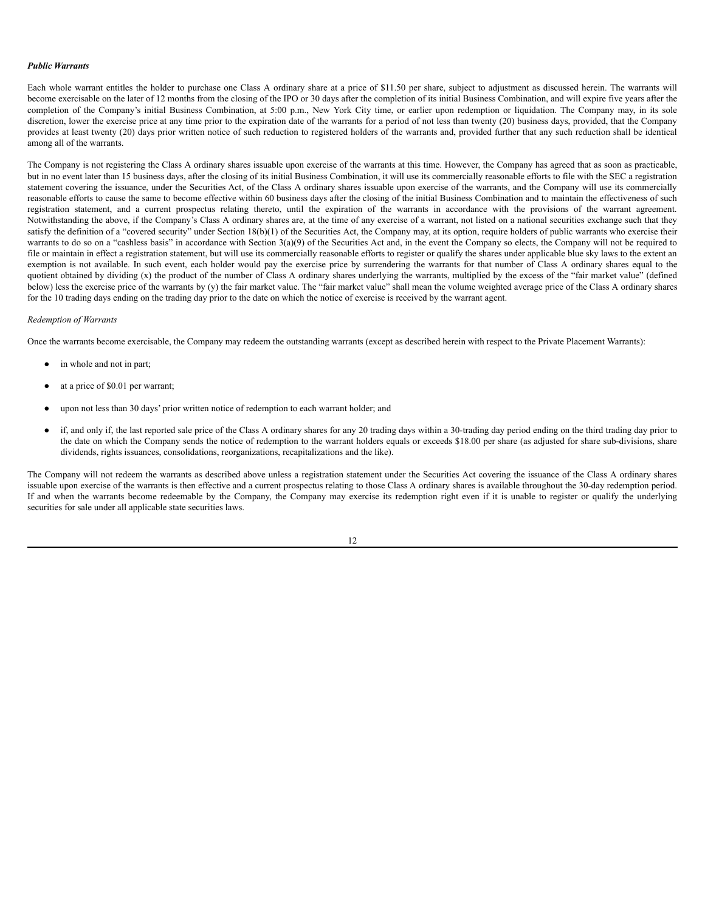***Public Warrants***

Each whole warrant entitles the holder to purchase one Class A ordinary share at a price of $11.50 per share, subject to adjustment as discussed herein. The warrants will become exercisable on the later of 12 months from the closing of the IPO or 30 days after the completion of its initial Business Combination, and will expire five years after the completion of the Company's initial Business Combination, at 5:00 p.m., New York City time, or earlier upon redemption or liquidation. The Company may, in its sole discretion, lower the exercise price at any time prior to the expiration date of the warrants for a period of not less than twenty (20) business days, provided, that the Company provides at least twenty (20) days prior written notice of such reduction to registered holders of the warrants and, provided further that any such reduction shall be identical among all of the warrants.

The Company is not registering the Class A ordinary shares issuable upon exercise of the warrants at this time. However, the Company has agreed that as soon as practicable, but in no event later than 15 business days, after the closing of its initial Business Combination, it will use its commercially reasonable efforts to file with the SEC a registration statement covering the issuance, under the Securities Act, of the Class A ordinary shares issuable upon exercise of the warrants, and the Company will use its commercially reasonable efforts to cause the same to become effective within 60 business days after the closing of the initial Business Combination and to maintain the effectiveness of such registration statement, and a current prospectus relating thereto, until the expiration of the warrants in accordance with the provisions of the warrant agreement. Notwithstanding the above, if the Company's Class A ordinary shares are, at the time of any exercise of a warrant, not listed on a national securities exchange such that they satisfy the definition of a "covered security" under Section 18(b)(1) of the Securities Act, the Company may, at its option, require holders of public warrants who exercise their warrants to do so on a "cashless basis" in accordance with Section 3(a)(9) of the Securities Act and, in the event the Company so elects, the Company will not be required to file or maintain in effect a registration statement, but will use its commercially reasonable efforts to register or qualify the shares under applicable blue sky laws to the extent an exemption is not available. In such event, each holder would pay the exercise price by surrendering the warrants for that number of Class A ordinary shares equal to the quotient obtained by dividing (x) the product of the number of Class A ordinary shares underlying the warrants, multiplied by the excess of the "fair market value" (defined below) less the exercise price of the warrants by (y) the fair market value. The "fair market value" shall mean the volume weighted average price of the Class A ordinary shares for the 10 trading days ending on the trading day prior to the date on which the notice of exercise is received by the warrant agent.

*Redemption of Warrants*

Once the warrants become exercisable, the Company may redeem the outstanding warrants (except as described herein with respect to the Private Placement Warrants):

- in whole and not in part;
- at a price of $0.01 per warrant;
- upon not less than 30 days' prior written notice of redemption to each warrant holder; and
- if, and only if, the last reported sale price of the Class A ordinary shares for any 20 trading days within a 30-trading day period ending on the third trading day prior to the date on which the Company sends the notice of redemption to the warrant holders equals or exceeds $18.00 per share (as adjusted for share sub-divisions, share dividends, rights issuances, consolidations, reorganizations, recapitalizations and the like).

The Company will not redeem the warrants as described above unless a registration statement under the Securities Act covering the issuance of the Class A ordinary shares issuable upon exercise of the warrants is then effective and a current prospectus relating to those Class A ordinary shares is available throughout the 30-day redemption period. If and when the warrants become redeemable by the Company, the Company may exercise its redemption right even if it is unable to register or qualify the underlying securities for sale under all applicable state securities laws.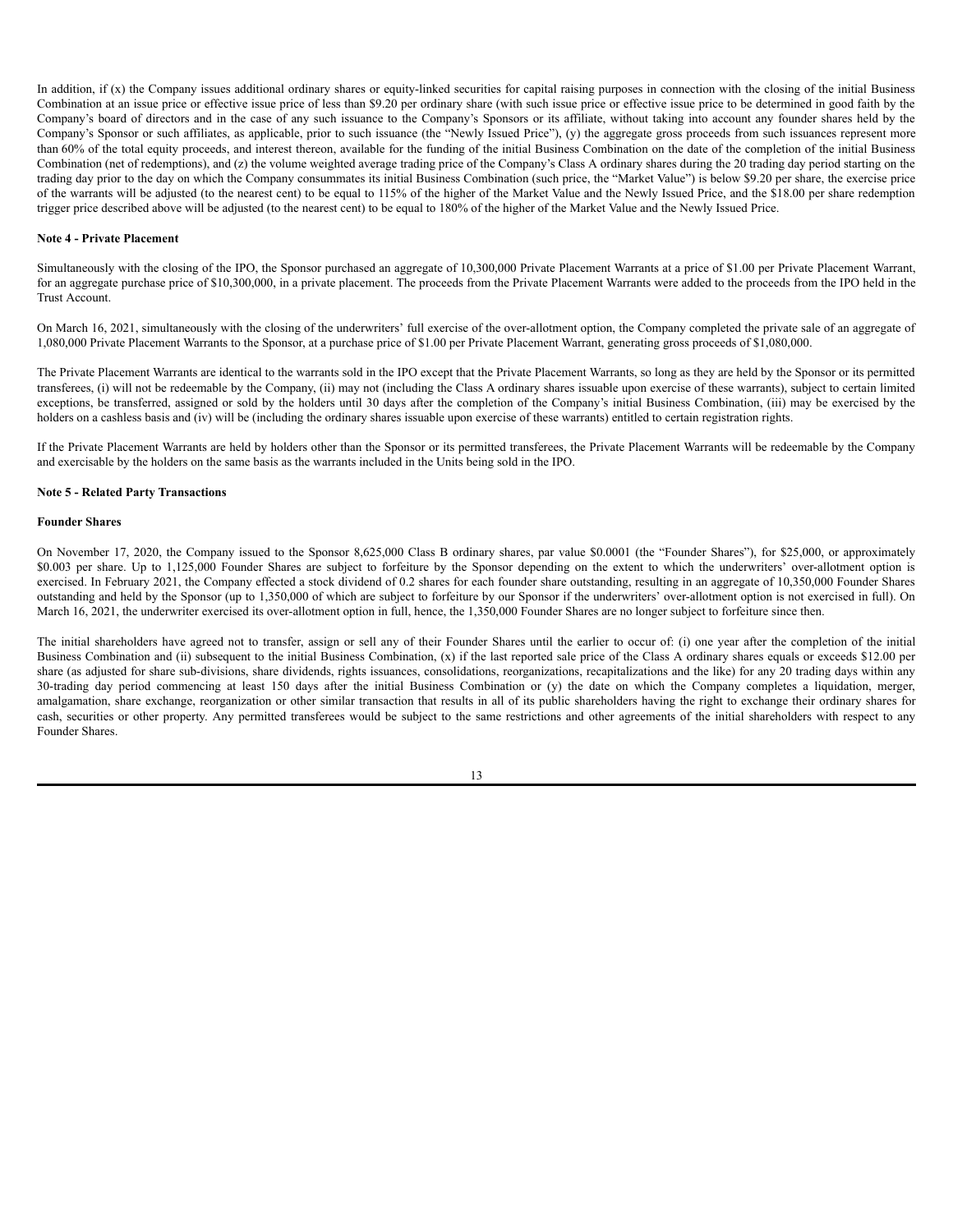In addition, if (x) the Company issues additional ordinary shares or equity-linked securities for capital raising purposes in connection with the closing of the initial Business Combination at an issue price or effective issue price of less than $9.20 per ordinary share (with such issue price or effective issue price to be determined in good faith by the Company's board of directors and in the case of any such issuance to the Company's Sponsors or its affiliate, without taking into account any founder shares held by the Company's Sponsor or such affiliates, as applicable, prior to such issuance (the "Newly Issued Price"), (y) the aggregate gross proceeds from such issuances represent more than 60% of the total equity proceeds, and interest thereon, available for the funding of the initial Business Combination on the date of the completion of the initial Business Combination (net of redemptions), and (z) the volume weighted average trading price of the Company's Class A ordinary shares during the 20 trading day period starting on the trading day prior to the day on which the Company consummates its initial Business Combination (such price, the "Market Value") is below $9.20 per share, the exercise price of the warrants will be adjusted (to the nearest cent) to be equal to 115% of the higher of the Market Value and the Newly Issued Price, and the $18.00 per share redemption trigger price described above will be adjusted (to the nearest cent) to be equal to 180% of the higher of the Market Value and the Newly Issued Price.

**Note 4 - Private Placement**

Simultaneously with the closing of the IPO, the Sponsor purchased an aggregate of 10,300,000 Private Placement Warrants at a price of $1.00 per Private Placement Warrant, for an aggregate purchase price of $10,300,000, in a private placement. The proceeds from the Private Placement Warrants were added to the proceeds from the IPO held in the Trust Account.

On March 16, 2021, simultaneously with the closing of the underwriters' full exercise of the over-allotment option, the Company completed the private sale of an aggregate of 1,080,000 Private Placement Warrants to the Sponsor, at a purchase price of $1.00 per Private Placement Warrant, generating gross proceeds of $1,080,000.

The Private Placement Warrants are identical to the warrants sold in the IPO except that the Private Placement Warrants, so long as they are held by the Sponsor or its permitted transferees, (i) will not be redeemable by the Company, (ii) may not (including the Class A ordinary shares issuable upon exercise of these warrants), subject to certain limited exceptions, be transferred, assigned or sold by the holders until 30 days after the completion of the Company's initial Business Combination, (iii) may be exercised by the holders on a cashless basis and (iv) will be (including the ordinary shares issuable upon exercise of these warrants) entitled to certain registration rights.

If the Private Placement Warrants are held by holders other than the Sponsor or its permitted transferees, the Private Placement Warrants will be redeemable by the Company and exercisable by the holders on the same basis as the warrants included in the Units being sold in the IPO.

**Note 5 - Related Party Transactions**

**Founder Shares**

On November 17, 2020, the Company issued to the Sponsor 8,625,000 Class B ordinary shares, par value $0.0001 (the "Founder Shares"), for $25,000, or approximately $0.003 per share. Up to 1,125,000 Founder Shares are subject to forfeiture by the Sponsor depending on the extent to which the underwriters' over-allotment option is exercised. In February 2021, the Company effected a stock dividend of 0.2 shares for each founder share outstanding, resulting in an aggregate of 10,350,000 Founder Shares outstanding and held by the Sponsor (up to 1,350,000 of which are subject to forfeiture by our Sponsor if the underwriters' over-allotment option is not exercised in full). On March 16, 2021, the underwriter exercised its over-allotment option in full, hence, the 1,350,000 Founder Shares are no longer subject to forfeiture since then.

The initial shareholders have agreed not to transfer, assign or sell any of their Founder Shares until the earlier to occur of: (i) one year after the completion of the initial Business Combination and (ii) subsequent to the initial Business Combination, (x) if the last reported sale price of the Class A ordinary shares equals or exceeds $12.00 per share (as adjusted for share sub-divisions, share dividends, rights issuances, consolidations, reorganizations, recapitalizations and the like) for any 20 trading days within any 30-trading day period commencing at least 150 days after the initial Business Combination or (y) the date on which the Company completes a liquidation, merger, amalgamation, share exchange, reorganization or other similar transaction that results in all of its public shareholders having the right to exchange their ordinary shares for cash, securities or other property. Any permitted transferees would be subject to the same restrictions and other agreements of the initial shareholders with respect to any Founder Shares.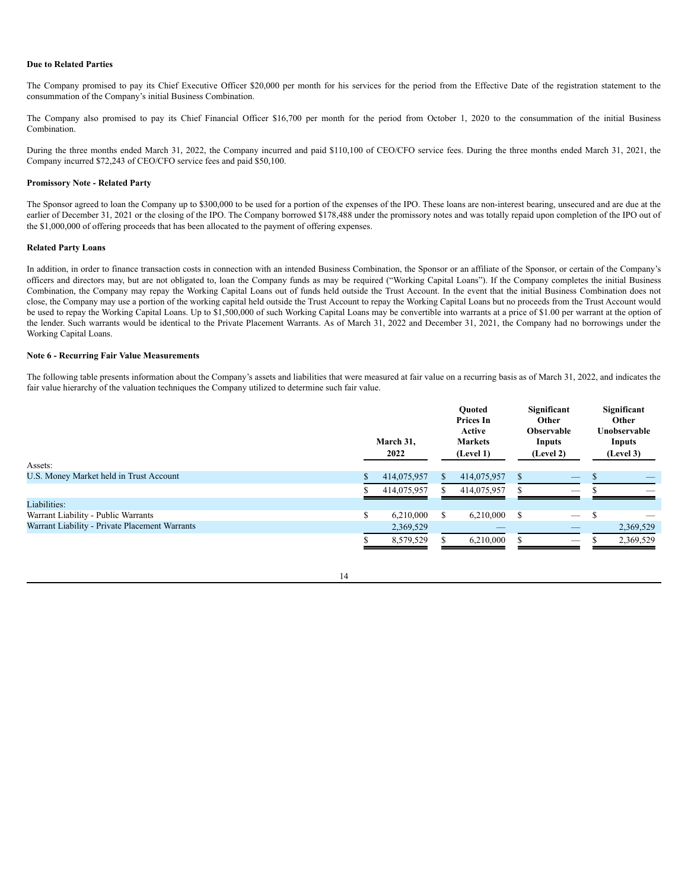**Due to Related Parties**

The Company promised to pay its Chief Executive Officer $20,000 per month for his services for the period from the Effective Date of the registration statement to the consummation of the Company's initial Business Combination.

The Company also promised to pay its Chief Financial Officer $16,700 per month for the period from October 1, 2020 to the consummation of the initial Business Combination.

During the three months ended March 31, 2022, the Company incurred and paid $110,100 of CEO/CFO service fees. During the three months ended March 31, 2021, the Company incurred $72,243 of CEO/CFO service fees and paid $50,100.

**Promissory Note - Related Party**

The Sponsor agreed to loan the Company up to $300,000 to be used for a portion of the expenses of the IPO. These loans are non-interest bearing, unsecured and are due at the earlier of December 31, 2021 or the closing of the IPO. The Company borrowed $178,488 under the promissory notes and was totally repaid upon completion of the IPO out of the $1,000,000 of offering proceeds that has been allocated to the payment of offering expenses.

**Related Party Loans**

In addition, in order to finance transaction costs in connection with an intended Business Combination, the Sponsor or an affiliate of the Sponsor, or certain of the Company's officers and directors may, but are not obligated to, loan the Company funds as may be required ("Working Capital Loans"). If the Company completes the initial Business Combination, the Company may repay the Working Capital Loans out of funds held outside the Trust Account. In the event that the initial Business Combination does not close, the Company may use a portion of the working capital held outside the Trust Account to repay the Working Capital Loans but no proceeds from the Trust Account would be used to repay the Working Capital Loans. Up to $1,500,000 of such Working Capital Loans may be convertible into warrants at a price of $1.00 per warrant at the option of the lender. Such warrants would be identical to the Private Placement Warrants. As of March 31, 2022 and December 31, 2021, the Company had no borrowings under the Working Capital Loans.

**Note 6 - Recurring Fair Value Measurements**

The following table presents information about the Company's assets and liabilities that were measured at fair value on a recurring basis as of March 31, 2022, and indicates the fair value hierarchy of the valuation techniques the Company utilized to determine such fair value.

| | March 31, 2022 | Quoted Prices In Active Markets (Level 1) | Significant Other Observable Inputs (Level 2) | Significant Other Unobservable Inputs (Level 3) |
|---|---|---|---|---|
| Assets: | | | | |
| U.S. Money Market held in Trust Account | $ 414,075,957 | $ 414,075,957 | $ — | $ — |
| | $ 414,075,957 | $ 414,075,957 | $ — | $ — |
| Liabilities: | | | | |
| Warrant Liability - Public Warrants | $ 6,210,000 | $ 6,210,000 | $ — | $ — |
| Warrant Liability - Private Placement Warrants | 2,369,529 | — | — | 2,369,529 |
| | $ 8,579,529 | $ 6,210,000 | $ — | $ 2,369,529 |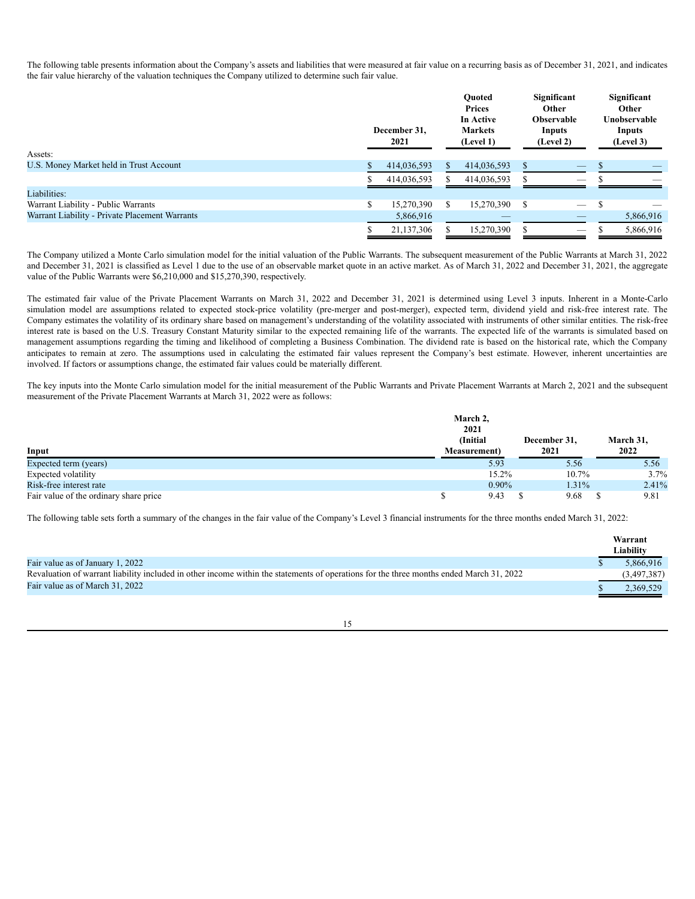The following table presents information about the Company's assets and liabilities that were measured at fair value on a recurring basis as of December 31, 2021, and indicates the fair value hierarchy of the valuation techniques the Company utilized to determine such fair value.

| | December 31, 2021 | Quoted Prices In Active Markets (Level 1) | Significant Other Observable Inputs (Level 2) | Significant Other Unobservable Inputs (Level 3) |
|---|---|---|---|---|
| Assets: | | | | |
| U.S. Money Market held in Trust Account | $ 414,036,593 | $ 414,036,593 | $ — | $ — |
| | $ 414,036,593 | $ 414,036,593 | $ — | $ — |
| Liabilities: | | | | |
| Warrant Liability - Public Warrants | $ 15,270,390 | $ 15,270,390 | $ — | $ — |
| Warrant Liability - Private Placement Warrants | 5,866,916 | — | — | 5,866,916 |
| | $ 21,137,306 | $ 15,270,390 | $ — | $ 5,866,916 |

The Company utilized a Monte Carlo simulation model for the initial valuation of the Public Warrants. The subsequent measurement of the Public Warrants at March 31, 2022 and December 31, 2021 is classified as Level 1 due to the use of an observable market quote in an active market. As of March 31, 2022 and December 31, 2021, the aggregate value of the Public Warrants were $6,210,000 and $15,270,390, respectively.

The estimated fair value of the Private Placement Warrants on March 31, 2022 and December 31, 2021 is determined using Level 3 inputs. Inherent in a Monte-Carlo simulation model are assumptions related to expected stock-price volatility (pre-merger and post-merger), expected term, dividend yield and risk-free interest rate. The Company estimates the volatility of its ordinary share based on management's understanding of the volatility associated with instruments of other similar entities. The risk-free interest rate is based on the U.S. Treasury Constant Maturity similar to the expected remaining life of the warrants. The expected life of the warrants is simulated based on management assumptions regarding the timing and likelihood of completing a Business Combination. The dividend rate is based on the historical rate, which the Company anticipates to remain at zero. The assumptions used in calculating the estimated fair values represent the Company's best estimate. However, inherent uncertainties are involved. If factors or assumptions change, the estimated fair values could be materially different.

The key inputs into the Monte Carlo simulation model for the initial measurement of the Public Warrants and Private Placement Warrants at March 2, 2021 and the subsequent measurement of the Private Placement Warrants at March 31, 2022 were as follows:

| Input | March 2, 2021 (Initial Measurement) | December 31, 2021 | March 31, 2022 |
|---|---|---|---|
| Expected term (years) | 5.93 | 5.56 | 5.56 |
| Expected volatility | 15.2% | 10.7% | 3.7% |
| Risk-free interest rate | 0.90% | 1.31% | 2.41% |
| Fair value of the ordinary share price | $ 9.43 | $ 9.68 | $ 9.81 |

The following table sets forth a summary of the changes in the fair value of the Company's Level 3 financial instruments for the three months ended March 31, 2022:

| | Warrant Liability |
|---|---|
| Fair value as of January 1, 2022 | $ 5,866,916 |
| Revaluation of warrant liability included in other income within the statements of operations for the three months ended March 31, 2022 | (3,497,387) |
| Fair value as of March 31, 2022 | $ 2,369,529 |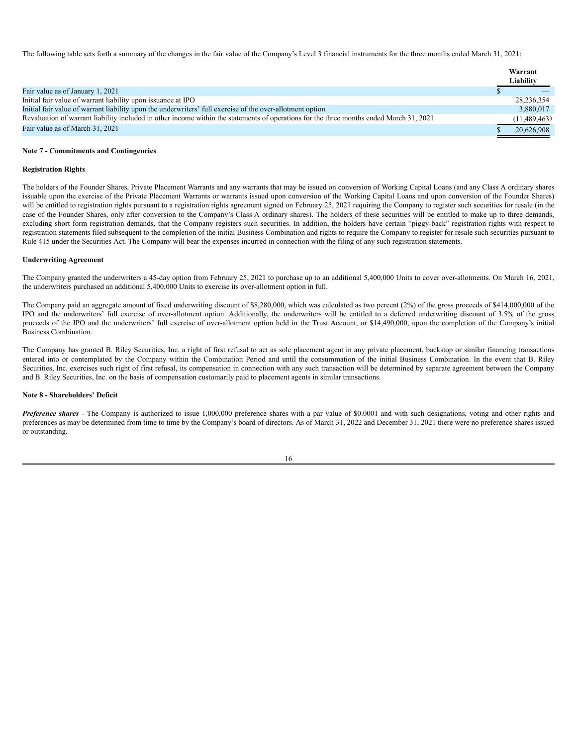The following table sets forth a summary of the changes in the fair value of the Company's Level 3 financial instruments for the three months ended March 31, 2021:

| | Warrant Liability |
|---|---|
| Fair value as of January 1, 2021 | $ — |
| Initial fair value of warrant liability upon issuance at IPO | 28,236,354 |
| Initial fair value of warrant liability upon the underwriters' full exercise of the over-allotment option | 3,880,017 |
| Revaluation of warrant liability included in other income within the statements of operations for the three months ended March 31, 2021 | (11,489,463) |
| Fair value as of March 31, 2021 | $ 20,626,908 |

**Note 7 - Commitments and Contingencies**

**Registration Rights**

The holders of the Founder Shares, Private Placement Warrants and any warrants that may be issued on conversion of Working Capital Loans (and any Class A ordinary shares issuable upon the exercise of the Private Placement Warrants or warrants issued upon conversion of the Working Capital Loans and upon conversion of the Founder Shares) will be entitled to registration rights pursuant to a registration rights agreement signed on February 25, 2021 requiring the Company to register such securities for resale (in the case of the Founder Shares, only after conversion to the Company's Class A ordinary shares). The holders of these securities will be entitled to make up to three demands, excluding short form registration demands, that the Company registers such securities. In addition, the holders have certain "piggy-back" registration rights with respect to registration statements filed subsequent to the completion of the initial Business Combination and rights to require the Company to register for resale such securities pursuant to Rule 415 under the Securities Act. The Company will bear the expenses incurred in connection with the filing of any such registration statements.

**Underwriting Agreement**

The Company granted the underwriters a 45-day option from February 25, 2021 to purchase up to an additional 5,400,000 Units to cover over-allotments. On March 16, 2021, the underwriters purchased an additional 5,400,000 Units to exercise its over-allotment option in full.

The Company paid an aggregate amount of fixed underwriting discount of $8,280,000, which was calculated as two percent (2%) of the gross proceeds of $414,000,000 of the IPO and the underwriters' full exercise of over-allotment option. Additionally, the underwriters will be entitled to a deferred underwriting discount of 3.5% of the gross proceeds of the IPO and the underwriters' full exercise of over-allotment option held in the Trust Account, or $14,490,000, upon the completion of the Company's initial Business Combination.

The Company has granted B. Riley Securities, Inc. a right of first refusal to act as sole placement agent in any private placement, backstop or similar financing transactions entered into or contemplated by the Company within the Combination Period and until the consummation of the initial Business Combination. In the event that B. Riley Securities, Inc. exercises such right of first refusal, its compensation in connection with any such transaction will be determined by separate agreement between the Company and B. Riley Securities, Inc. on the basis of compensation customarily paid to placement agents in similar transactions.

**Note 8 - Shareholders' Deficit**

***Preference shares*** - The Company is authorized to issue 1,000,000 preference shares with a par value of $0.0001 and with such designations, voting and other rights and preferences as may be determined from time to time by the Company's board of directors. As of March 31, 2022 and December 31, 2021 there were no preference shares issued or outstanding.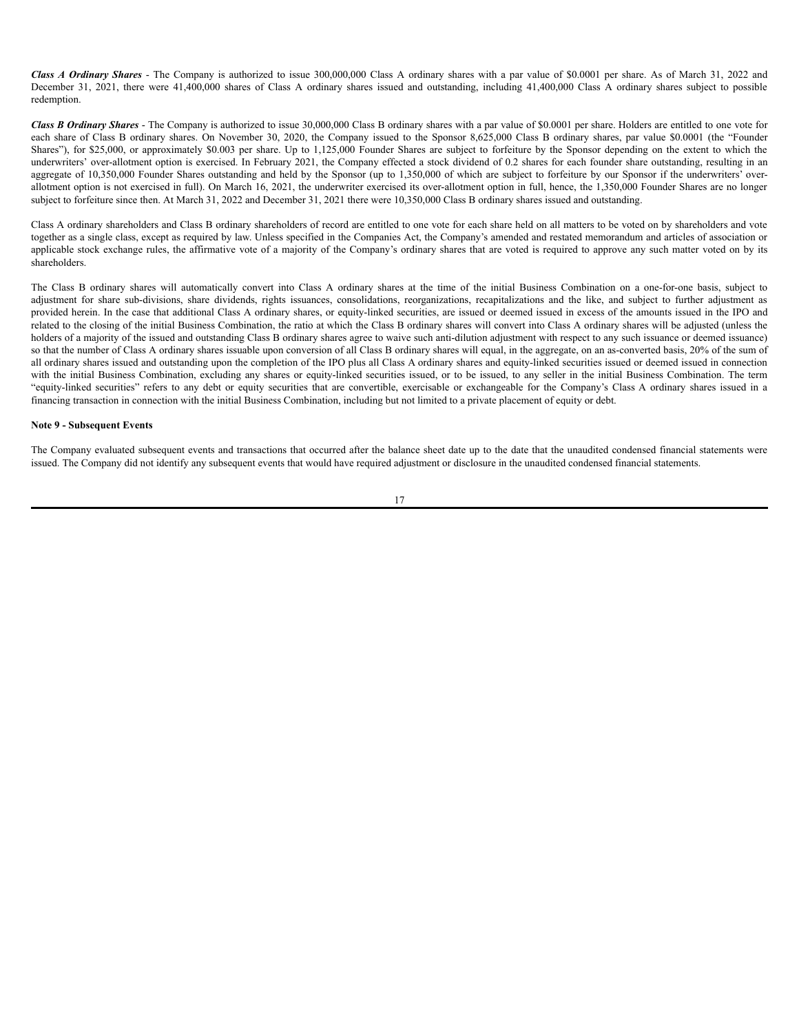***Class A Ordinary Shares*** - The Company is authorized to issue 300,000,000 Class A ordinary shares with a par value of $0.0001 per share. As of March 31, 2022 and December 31, 2021, there were 41,400,000 shares of Class A ordinary shares issued and outstanding, including 41,400,000 Class A ordinary shares subject to possible redemption.

***Class B Ordinary Shares*** - The Company is authorized to issue 30,000,000 Class B ordinary shares with a par value of $0.0001 per share. Holders are entitled to one vote for each share of Class B ordinary shares. On November 30, 2020, the Company issued to the Sponsor 8,625,000 Class B ordinary shares, par value $0.0001 (the "Founder Shares"), for $25,000, or approximately $0.003 per share. Up to 1,125,000 Founder Shares are subject to forfeiture by the Sponsor depending on the extent to which the underwriters' over-allotment option is exercised. In February 2021, the Company effected a stock dividend of 0.2 shares for each founder share outstanding, resulting in an aggregate of 10,350,000 Founder Shares outstanding and held by the Sponsor (up to 1,350,000 of which are subject to forfeiture by our Sponsor if the underwriters' over-allotment option is not exercised in full). On March 16, 2021, the underwriter exercised its over-allotment option in full, hence, the 1,350,000 Founder Shares are no longer subject to forfeiture since then. At March 31, 2022 and December 31, 2021 there were 10,350,000 Class B ordinary shares issued and outstanding.

Class A ordinary shareholders and Class B ordinary shareholders of record are entitled to one vote for each share held on all matters to be voted on by shareholders and vote together as a single class, except as required by law. Unless specified in the Companies Act, the Company's amended and restated memorandum and articles of association or applicable stock exchange rules, the affirmative vote of a majority of the Company's ordinary shares that are voted is required to approve any such matter voted on by its shareholders.

The Class B ordinary shares will automatically convert into Class A ordinary shares at the time of the initial Business Combination on a one-for-one basis, subject to adjustment for share sub-divisions, share dividends, rights issuances, consolidations, reorganizations, recapitalizations and the like, and subject to further adjustment as provided herein. In the case that additional Class A ordinary shares, or equity-linked securities, are issued or deemed issued in excess of the amounts issued in the IPO and related to the closing of the initial Business Combination, the ratio at which the Class B ordinary shares will convert into Class A ordinary shares will be adjusted (unless the holders of a majority of the issued and outstanding Class B ordinary shares agree to waive such anti-dilution adjustment with respect to any such issuance or deemed issuance) so that the number of Class A ordinary shares issuable upon conversion of all Class B ordinary shares will equal, in the aggregate, on an as-converted basis, 20% of the sum of all ordinary shares issued and outstanding upon the completion of the IPO plus all Class A ordinary shares and equity-linked securities issued or deemed issued in connection with the initial Business Combination, excluding any shares or equity-linked securities issued, or to be issued, to any seller in the initial Business Combination. The term "equity-linked securities" refers to any debt or equity securities that are convertible, exercisable or exchangeable for the Company's Class A ordinary shares issued in a financing transaction in connection with the initial Business Combination, including but not limited to a private placement of equity or debt.

**Note 9 - Subsequent Events**

The Company evaluated subsequent events and transactions that occurred after the balance sheet date up to the date that the unaudited condensed financial statements were issued. The Company did not identify any subsequent events that would have required adjustment or disclosure in the unaudited condensed financial statements.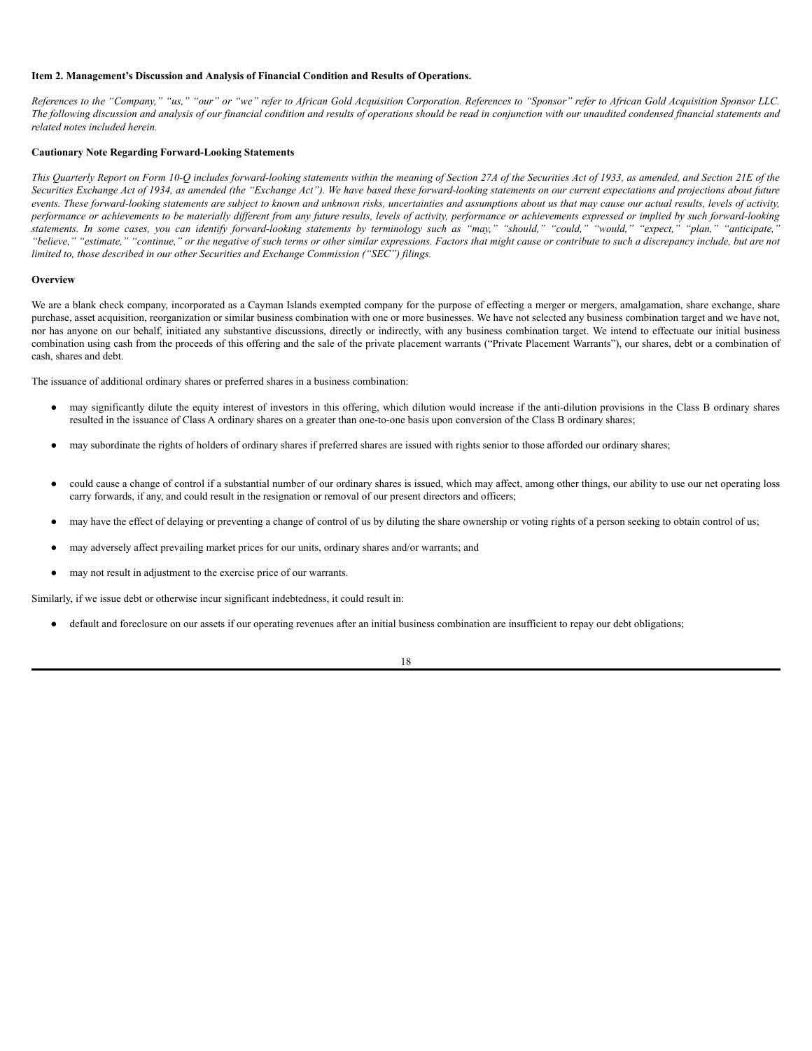### Item 2. Management's Discussion and Analysis of Financial Condition and Results of Operations.

*References to the "Company," "us," "our" or "we" refer to African Gold Acquisition Corporation. References to "Sponsor" refer to African Gold Acquisition Sponsor LLC. The following discussion and analysis of our financial condition and results of operations should be read in conjunction with our unaudited condensed financial statements and related notes included herein.*

### Cautionary Note Regarding Forward-Looking Statements

*This Quarterly Report on Form 10-Q includes forward-looking statements within the meaning of Section 27A of the Securities Act of 1933, as amended, and Section 21E of the Securities Exchange Act of 1934, as amended (the "Exchange Act"). We have based these forward-looking statements on our current expectations and projections about future events. These forward-looking statements are subject to known and unknown risks, uncertainties and assumptions about us that may cause our actual results, levels of activity, performance or achievements to be materially different from any future results, levels of activity, performance or achievements expressed or implied by such forward-looking statements. In some cases, you can identify forward-looking statements by terminology such as "may," "should," "could," "would," "expect," "plan," "anticipate," "believe," "estimate," "continue," or the negative of such terms or other similar expressions. Factors that might cause or contribute to such a discrepancy include, but are not limited to, those described in our other Securities and Exchange Commission ("SEC") filings.*

### Overview

We are a blank check company, incorporated as a Cayman Islands exempted company for the purpose of effecting a merger or mergers, amalgamation, share exchange, share purchase, asset acquisition, reorganization or similar business combination with one or more businesses. We have not selected any business combination target and we have not, nor has anyone on our behalf, initiated any substantive discussions, directly or indirectly, with any business combination target. We intend to effectuate our initial business combination using cash from the proceeds of this offering and the sale of the private placement warrants ("Private Placement Warrants"), our shares, debt or a combination of cash, shares and debt.

The issuance of additional ordinary shares or preferred shares in a business combination:

- may significantly dilute the equity interest of investors in this offering, which dilution would increase if the anti-dilution provisions in the Class B ordinary shares resulted in the issuance of Class A ordinary shares on a greater than one-to-one basis upon conversion of the Class B ordinary shares;
- may subordinate the rights of holders of ordinary shares if preferred shares are issued with rights senior to those afforded our ordinary shares;
- could cause a change of control if a substantial number of our ordinary shares is issued, which may affect, among other things, our ability to use our net operating loss carry forwards, if any, and could result in the resignation or removal of our present directors and officers;
- may have the effect of delaying or preventing a change of control of us by diluting the share ownership or voting rights of a person seeking to obtain control of us;
- may adversely affect prevailing market prices for our units, ordinary shares and/or warrants; and
- may not result in adjustment to the exercise price of our warrants.

Similarly, if we issue debt or otherwise incur significant indebtedness, it could result in:

- default and foreclosure on our assets if our operating revenues after an initial business combination are insufficient to repay our debt obligations;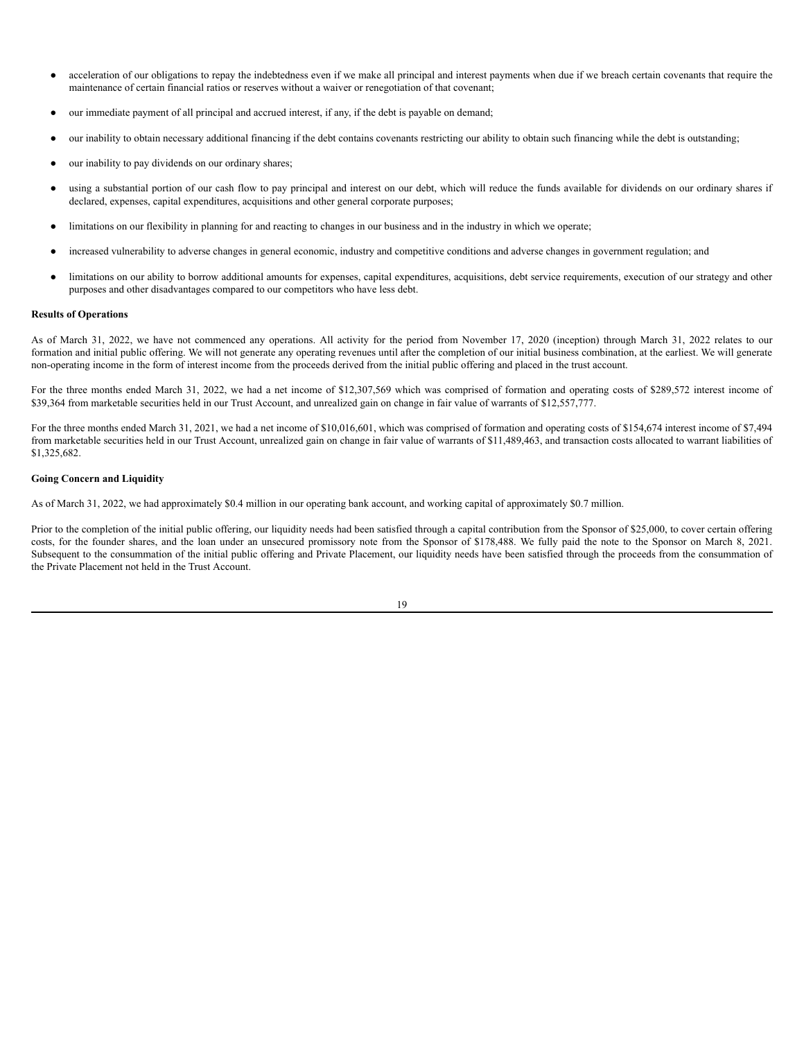- acceleration of our obligations to repay the indebtedness even if we make all principal and interest payments when due if we breach certain covenants that require the maintenance of certain financial ratios or reserves without a waiver or renegotiation of that covenant;
- our immediate payment of all principal and accrued interest, if any, if the debt is payable on demand;
- our inability to obtain necessary additional financing if the debt contains covenants restricting our ability to obtain such financing while the debt is outstanding;
- our inability to pay dividends on our ordinary shares;
- using a substantial portion of our cash flow to pay principal and interest on our debt, which will reduce the funds available for dividends on our ordinary shares if declared, expenses, capital expenditures, acquisitions and other general corporate purposes;
- limitations on our flexibility in planning for and reacting to changes in our business and in the industry in which we operate;
- increased vulnerability to adverse changes in general economic, industry and competitive conditions and adverse changes in government regulation; and
- limitations on our ability to borrow additional amounts for expenses, capital expenditures, acquisitions, debt service requirements, execution of our strategy and other purposes and other disadvantages compared to our competitors who have less debt.

**Results of Operations**

As of March 31, 2022, we have not commenced any operations. All activity for the period from November 17, 2020 (inception) through March 31, 2022 relates to our formation and initial public offering. We will not generate any operating revenues until after the completion of our initial business combination, at the earliest. We will generate non-operating income in the form of interest income from the proceeds derived from the initial public offering and placed in the trust account.

For the three months ended March 31, 2022, we had a net income of $12,307,569 which was comprised of formation and operating costs of $289,572 interest income of $39,364 from marketable securities held in our Trust Account, and unrealized gain on change in fair value of warrants of $12,557,777.

For the three months ended March 31, 2021, we had a net income of $10,016,601, which was comprised of formation and operating costs of $154,674 interest income of $7,494 from marketable securities held in our Trust Account, unrealized gain on change in fair value of warrants of $11,489,463, and transaction costs allocated to warrant liabilities of $1,325,682.

**Going Concern and Liquidity**

As of March 31, 2022, we had approximately $0.4 million in our operating bank account, and working capital of approximately $0.7 million.

Prior to the completion of the initial public offering, our liquidity needs had been satisfied through a capital contribution from the Sponsor of $25,000, to cover certain offering costs, for the founder shares, and the loan under an unsecured promissory note from the Sponsor of $178,488. We fully paid the note to the Sponsor on March 8, 2021. Subsequent to the consummation of the initial public offering and Private Placement, our liquidity needs have been satisfied through the proceeds from the consummation of the Private Placement not held in the Trust Account.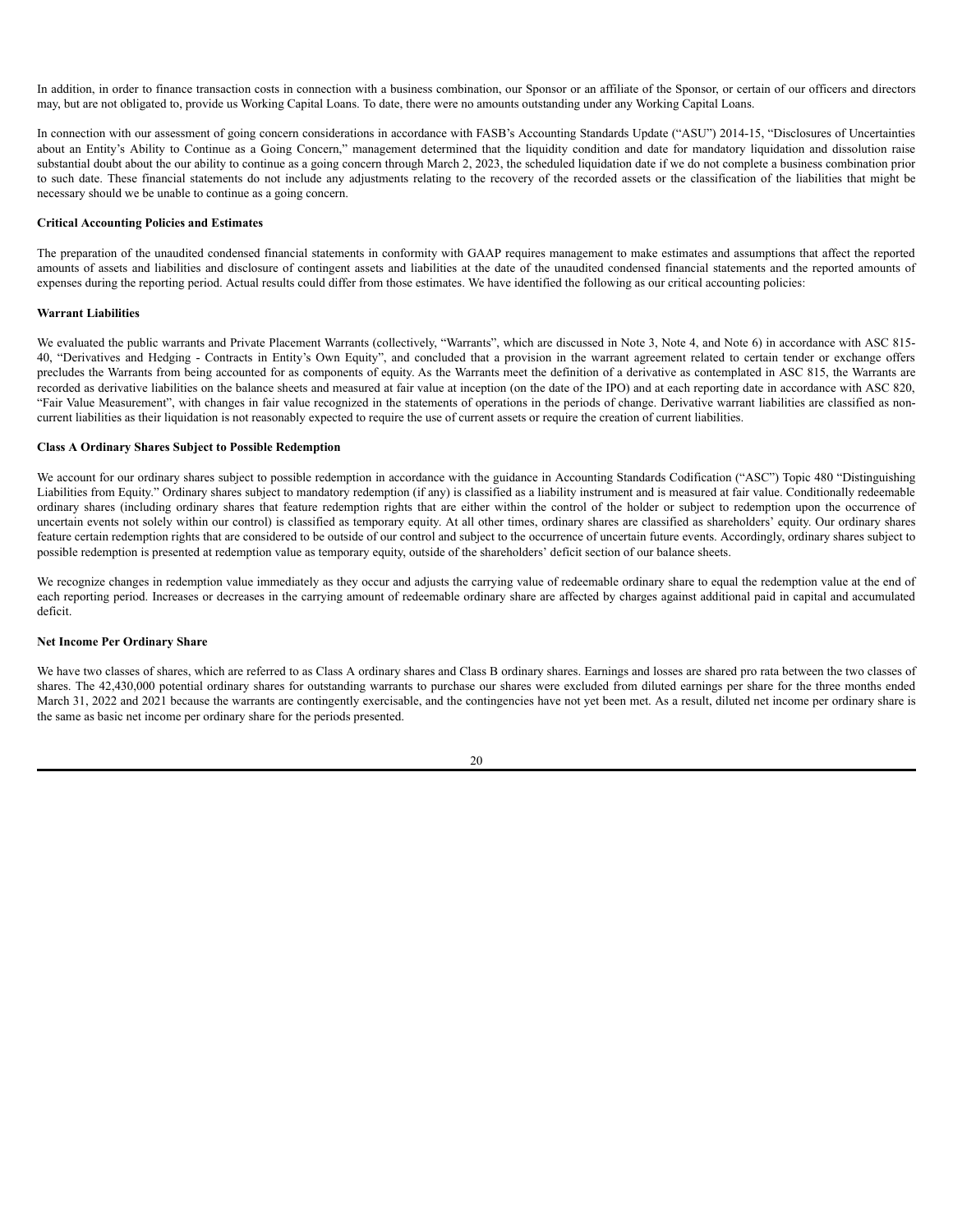In addition, in order to finance transaction costs in connection with a business combination, our Sponsor or an affiliate of the Sponsor, or certain of our officers and directors may, but are not obligated to, provide us Working Capital Loans. To date, there were no amounts outstanding under any Working Capital Loans.

In connection with our assessment of going concern considerations in accordance with FASB's Accounting Standards Update ("ASU") 2014-15, "Disclosures of Uncertainties about an Entity's Ability to Continue as a Going Concern," management determined that the liquidity condition and date for mandatory liquidation and dissolution raise substantial doubt about the our ability to continue as a going concern through March 2, 2023, the scheduled liquidation date if we do not complete a business combination prior to such date. These financial statements do not include any adjustments relating to the recovery of the recorded assets or the classification of the liabilities that might be necessary should we be unable to continue as a going concern.

**Critical Accounting Policies and Estimates**

The preparation of the unaudited condensed financial statements in conformity with GAAP requires management to make estimates and assumptions that affect the reported amounts of assets and liabilities and disclosure of contingent assets and liabilities at the date of the unaudited condensed financial statements and the reported amounts of expenses during the reporting period. Actual results could differ from those estimates. We have identified the following as our critical accounting policies:

**Warrant Liabilities**

We evaluated the public warrants and Private Placement Warrants (collectively, "Warrants", which are discussed in Note 3, Note 4, and Note 6) in accordance with ASC 815-40, "Derivatives and Hedging - Contracts in Entity's Own Equity", and concluded that a provision in the warrant agreement related to certain tender or exchange offers precludes the Warrants from being accounted for as components of equity. As the Warrants meet the definition of a derivative as contemplated in ASC 815, the Warrants are recorded as derivative liabilities on the balance sheets and measured at fair value at inception (on the date of the IPO) and at each reporting date in accordance with ASC 820, "Fair Value Measurement", with changes in fair value recognized in the statements of operations in the periods of change. Derivative warrant liabilities are classified as non-current liabilities as their liquidation is not reasonably expected to require the use of current assets or require the creation of current liabilities.

**Class A Ordinary Shares Subject to Possible Redemption**

We account for our ordinary shares subject to possible redemption in accordance with the guidance in Accounting Standards Codification ("ASC") Topic 480 "Distinguishing Liabilities from Equity." Ordinary shares subject to mandatory redemption (if any) is classified as a liability instrument and is measured at fair value. Conditionally redeemable ordinary shares (including ordinary shares that feature redemption rights that are either within the control of the holder or subject to redemption upon the occurrence of uncertain events not solely within our control) is classified as temporary equity. At all other times, ordinary shares are classified as shareholders' equity. Our ordinary shares feature certain redemption rights that are considered to be outside of our control and subject to the occurrence of uncertain future events. Accordingly, ordinary shares subject to possible redemption is presented at redemption value as temporary equity, outside of the shareholders' deficit section of our balance sheets.

We recognize changes in redemption value immediately as they occur and adjusts the carrying value of redeemable ordinary share to equal the redemption value at the end of each reporting period. Increases or decreases in the carrying amount of redeemable ordinary share are affected by charges against additional paid in capital and accumulated deficit.

**Net Income Per Ordinary Share**

We have two classes of shares, which are referred to as Class A ordinary shares and Class B ordinary shares. Earnings and losses are shared pro rata between the two classes of shares. The 42,430,000 potential ordinary shares for outstanding warrants to purchase our shares were excluded from diluted earnings per share for the three months ended March 31, 2022 and 2021 because the warrants are contingently exercisable, and the contingencies have not yet been met. As a result, diluted net income per ordinary share is the same as basic net income per ordinary share for the periods presented.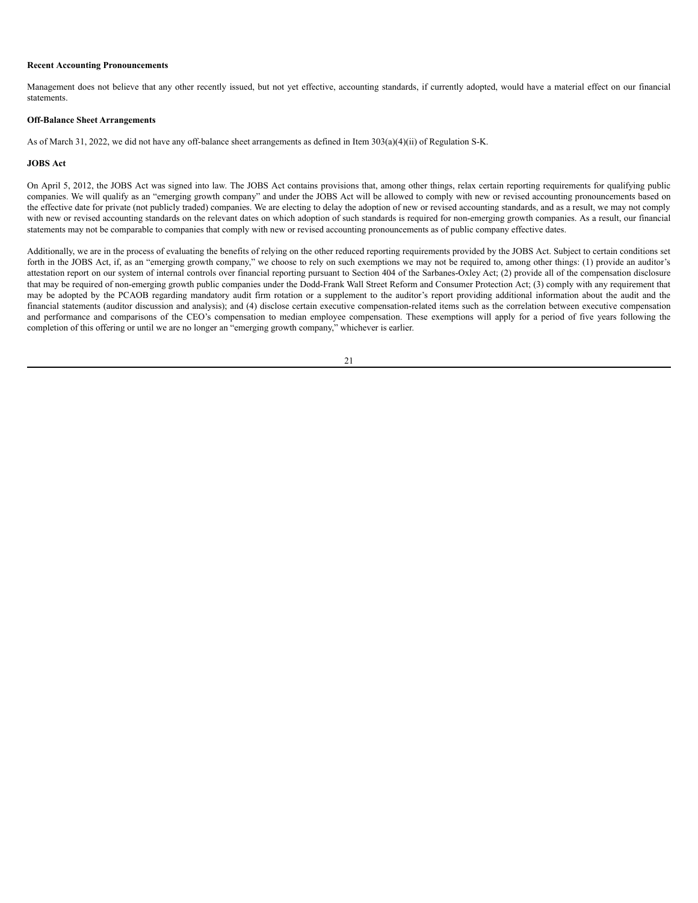**Recent Accounting Pronouncements**

Management does not believe that any other recently issued, but not yet effective, accounting standards, if currently adopted, would have a material effect on our financial statements.

**Off-Balance Sheet Arrangements**

As of March 31, 2022, we did not have any off-balance sheet arrangements as defined in Item 303(a)(4)(ii) of Regulation S-K.

**JOBS Act**

On April 5, 2012, the JOBS Act was signed into law. The JOBS Act contains provisions that, among other things, relax certain reporting requirements for qualifying public companies. We will qualify as an "emerging growth company" and under the JOBS Act will be allowed to comply with new or revised accounting pronouncements based on the effective date for private (not publicly traded) companies. We are electing to delay the adoption of new or revised accounting standards, and as a result, we may not comply with new or revised accounting standards on the relevant dates on which adoption of such standards is required for non-emerging growth companies. As a result, our financial statements may not be comparable to companies that comply with new or revised accounting pronouncements as of public company effective dates.

Additionally, we are in the process of evaluating the benefits of relying on the other reduced reporting requirements provided by the JOBS Act. Subject to certain conditions set forth in the JOBS Act, if, as an "emerging growth company," we choose to rely on such exemptions we may not be required to, among other things: (1) provide an auditor's attestation report on our system of internal controls over financial reporting pursuant to Section 404 of the Sarbanes-Oxley Act; (2) provide all of the compensation disclosure that may be required of non-emerging growth public companies under the Dodd-Frank Wall Street Reform and Consumer Protection Act; (3) comply with any requirement that may be adopted by the PCAOB regarding mandatory audit firm rotation or a supplement to the auditor's report providing additional information about the audit and the financial statements (auditor discussion and analysis); and (4) disclose certain executive compensation-related items such as the correlation between executive compensation and performance and comparisons of the CEO's compensation to median employee compensation. These exemptions will apply for a period of five years following the completion of this offering or until we are no longer an "emerging growth company," whichever is earlier.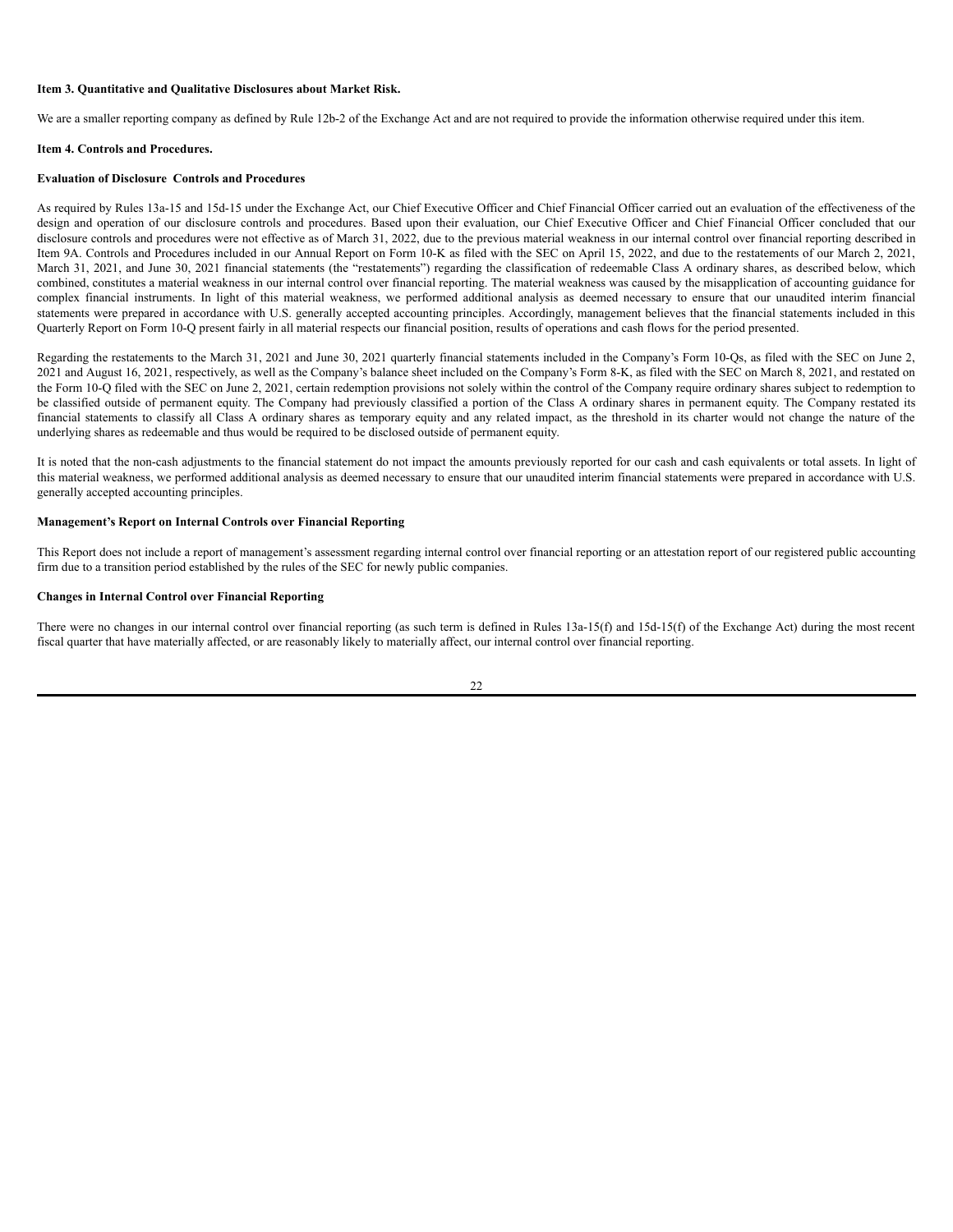**Item 3. Quantitative and Qualitative Disclosures about Market Risk.**

We are a smaller reporting company as defined by Rule 12b-2 of the Exchange Act and are not required to provide the information otherwise required under this item.

**Item 4. Controls and Procedures.**

**Evaluation of Disclosure Controls and Procedures**

As required by Rules 13a-15 and 15d-15 under the Exchange Act, our Chief Executive Officer and Chief Financial Officer carried out an evaluation of the effectiveness of the design and operation of our disclosure controls and procedures. Based upon their evaluation, our Chief Executive Officer and Chief Financial Officer concluded that our disclosure controls and procedures were not effective as of March 31, 2022, due to the previous material weakness in our internal control over financial reporting described in Item 9A. Controls and Procedures included in our Annual Report on Form 10-K as filed with the SEC on April 15, 2022, and due to the restatements of our March 2, 2021, March 31, 2021, and June 30, 2021 financial statements (the "restatements") regarding the classification of redeemable Class A ordinary shares, as described below, which combined, constitutes a material weakness in our internal control over financial reporting. The material weakness was caused by the misapplication of accounting guidance for complex financial instruments. In light of this material weakness, we performed additional analysis as deemed necessary to ensure that our unaudited interim financial statements were prepared in accordance with U.S. generally accepted accounting principles. Accordingly, management believes that the financial statements included in this Quarterly Report on Form 10-Q present fairly in all material respects our financial position, results of operations and cash flows for the period presented.

Regarding the restatements to the March 31, 2021 and June 30, 2021 quarterly financial statements included in the Company's Form 10-Qs, as filed with the SEC on June 2, 2021 and August 16, 2021, respectively, as well as the Company's balance sheet included on the Company's Form 8-K, as filed with the SEC on March 8, 2021, and restated on the Form 10-Q filed with the SEC on June 2, 2021, certain redemption provisions not solely within the control of the Company require ordinary shares subject to redemption to be classified outside of permanent equity. The Company had previously classified a portion of the Class A ordinary shares in permanent equity. The Company restated its financial statements to classify all Class A ordinary shares as temporary equity and any related impact, as the threshold in its charter would not change the nature of the underlying shares as redeemable and thus would be required to be disclosed outside of permanent equity.

It is noted that the non-cash adjustments to the financial statement do not impact the amounts previously reported for our cash and cash equivalents or total assets. In light of this material weakness, we performed additional analysis as deemed necessary to ensure that our unaudited interim financial statements were prepared in accordance with U.S. generally accepted accounting principles.

**Management's Report on Internal Controls over Financial Reporting**

This Report does not include a report of management's assessment regarding internal control over financial reporting or an attestation report of our registered public accounting firm due to a transition period established by the rules of the SEC for newly public companies.

**Changes in Internal Control over Financial Reporting**

There were no changes in our internal control over financial reporting (as such term is defined in Rules 13a-15(f) and 15d-15(f) of the Exchange Act) during the most recent fiscal quarter that have materially affected, or are reasonably likely to materially affect, our internal control over financial reporting.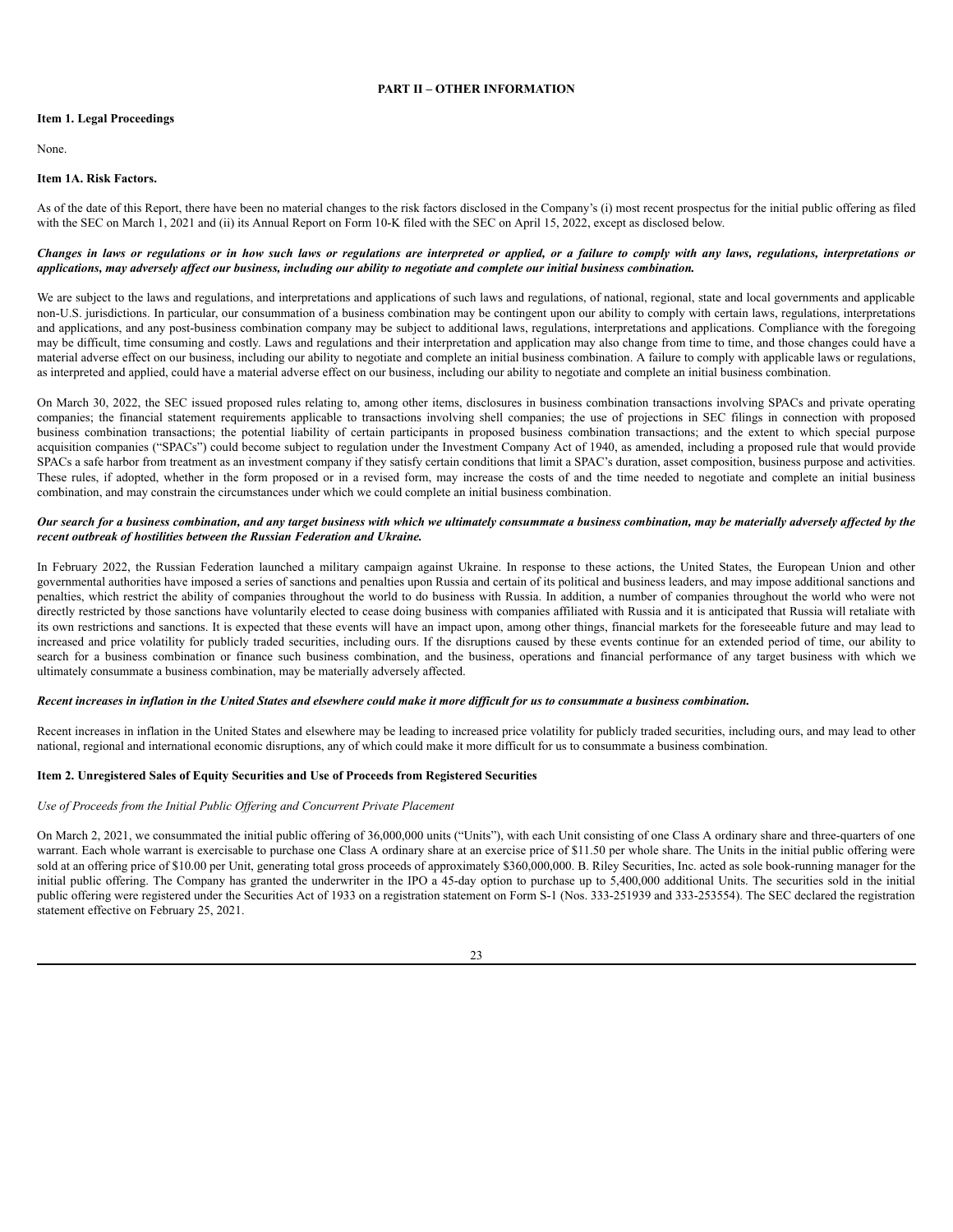## PART II – OTHER INFORMATION

### Item 1. Legal Proceedings

None.

### Item 1A. Risk Factors.

As of the date of this Report, there have been no material changes to the risk factors disclosed in the Company's (i) most recent prospectus for the initial public offering as filed with the SEC on March 1, 2021 and (ii) its Annual Report on Form 10-K filed with the SEC on April 15, 2022, except as disclosed below.

***Changes in laws or regulations or in how such laws or regulations are interpreted or applied, or a failure to comply with any laws, regulations, interpretations or applications, may adversely affect our business, including our ability to negotiate and complete our initial business combination.***

We are subject to the laws and regulations, and interpretations and applications of such laws and regulations, of national, regional, state and local governments and applicable non-U.S. jurisdictions. In particular, our consummation of a business combination may be contingent upon our ability to comply with certain laws, regulations, interpretations and applications, and any post-business combination company may be subject to additional laws, regulations, interpretations and applications. Compliance with the foregoing may be difficult, time consuming and costly. Laws and regulations and their interpretation and application may also change from time to time, and those changes could have a material adverse effect on our business, including our ability to negotiate and complete an initial business combination. A failure to comply with applicable laws or regulations, as interpreted and applied, could have a material adverse effect on our business, including our ability to negotiate and complete an initial business combination.

On March 30, 2022, the SEC issued proposed rules relating to, among other items, disclosures in business combination transactions involving SPACs and private operating companies; the financial statement requirements applicable to transactions involving shell companies; the use of projections in SEC filings in connection with proposed business combination transactions; the potential liability of certain participants in proposed business combination transactions; and the extent to which special purpose acquisition companies ("SPACs") could become subject to regulation under the Investment Company Act of 1940, as amended, including a proposed rule that would provide SPACs a safe harbor from treatment as an investment company if they satisfy certain conditions that limit a SPAC's duration, asset composition, business purpose and activities. These rules, if adopted, whether in the form proposed or in a revised form, may increase the costs of and the time needed to negotiate and complete an initial business combination, and may constrain the circumstances under which we could complete an initial business combination.

***Our search for a business combination, and any target business with which we ultimately consummate a business combination, may be materially adversely affected by the recent outbreak of hostilities between the Russian Federation and Ukraine.***

In February 2022, the Russian Federation launched a military campaign against Ukraine. In response to these actions, the United States, the European Union and other governmental authorities have imposed a series of sanctions and penalties upon Russia and certain of its political and business leaders, and may impose additional sanctions and penalties, which restrict the ability of companies throughout the world to do business with Russia. In addition, a number of companies throughout the world who were not directly restricted by those sanctions have voluntarily elected to cease doing business with companies affiliated with Russia and it is anticipated that Russia will retaliate with its own restrictions and sanctions. It is expected that these events will have an impact upon, among other things, financial markets for the foreseeable future and may lead to increased and price volatility for publicly traded securities, including ours. If the disruptions caused by these events continue for an extended period of time, our ability to search for a business combination or finance such business combination, and the business, operations and financial performance of any target business with which we ultimately consummate a business combination, may be materially adversely affected.

***Recent increases in inflation in the United States and elsewhere could make it more difficult for us to consummate a business combination.***

Recent increases in inflation in the United States and elsewhere may be leading to increased price volatility for publicly traded securities, including ours, and may lead to other national, regional and international economic disruptions, any of which could make it more difficult for us to consummate a business combination.

### Item 2. Unregistered Sales of Equity Securities and Use of Proceeds from Registered Securities

*Use of Proceeds from the Initial Public Offering and Concurrent Private Placement*

On March 2, 2021, we consummated the initial public offering of 36,000,000 units ("Units"), with each Unit consisting of one Class A ordinary share and three-quarters of one warrant. Each whole warrant is exercisable to purchase one Class A ordinary share at an exercise price of $11.50 per whole share. The Units in the initial public offering were sold at an offering price of $10.00 per Unit, generating total gross proceeds of approximately $360,000,000. B. Riley Securities, Inc. acted as sole book-running manager for the initial public offering. The Company has granted the underwriter in the IPO a 45-day option to purchase up to 5,400,000 additional Units. The securities sold in the initial public offering were registered under the Securities Act of 1933 on a registration statement on Form S-1 (Nos. 333-251939 and 333-253554). The SEC declared the registration statement effective on February 25, 2021.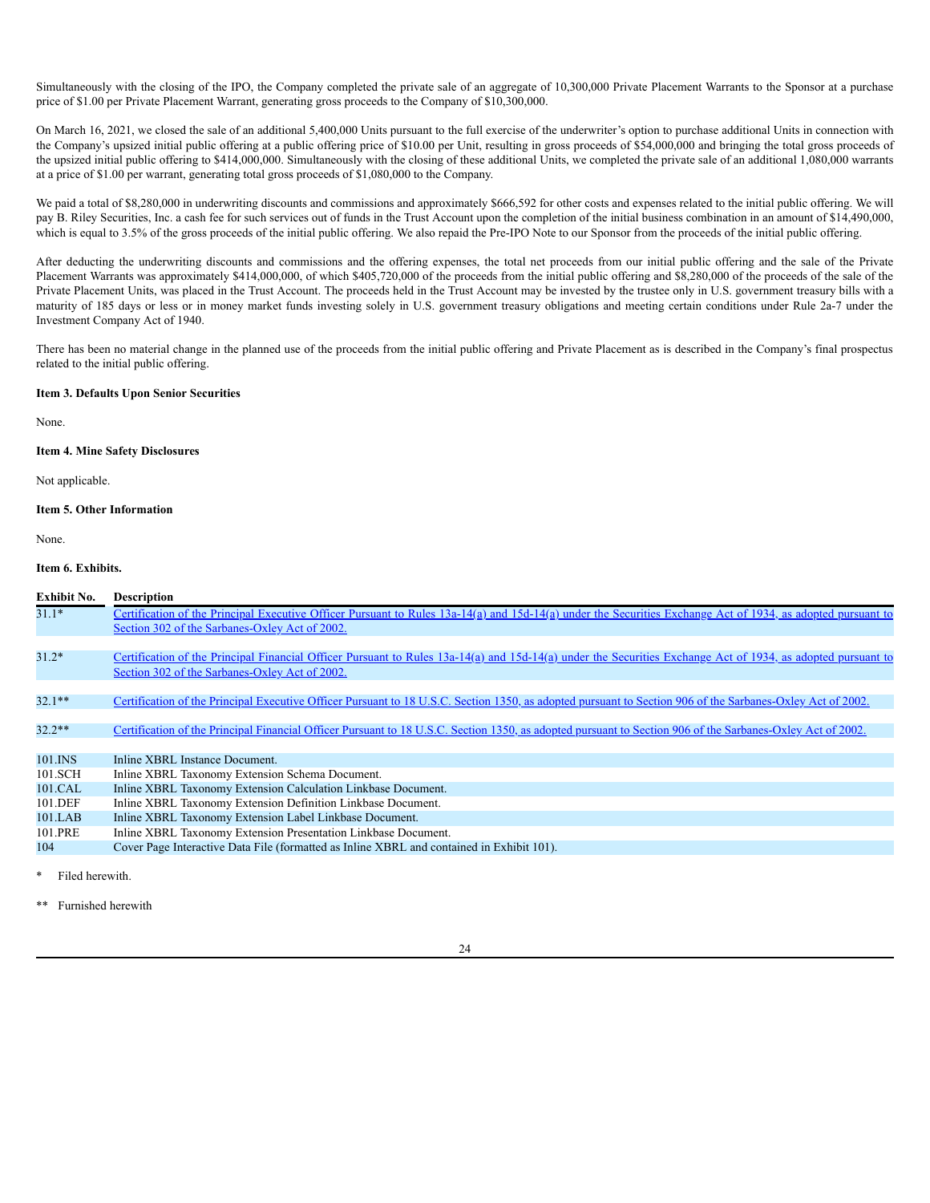Simultaneously with the closing of the IPO, the Company completed the private sale of an aggregate of 10,300,000 Private Placement Warrants to the Sponsor at a purchase price of $1.00 per Private Placement Warrant, generating gross proceeds to the Company of $10,300,000.

On March 16, 2021, we closed the sale of an additional 5,400,000 Units pursuant to the full exercise of the underwriter's option to purchase additional Units in connection with the Company's upsized initial public offering at a public offering price of $10.00 per Unit, resulting in gross proceeds of $54,000,000 and bringing the total gross proceeds of the upsized initial public offering to $414,000,000. Simultaneously with the closing of these additional Units, we completed the private sale of an additional 1,080,000 warrants at a price of $1.00 per warrant, generating total gross proceeds of $1,080,000 to the Company.

We paid a total of $8,280,000 in underwriting discounts and commissions and approximately $666,592 for other costs and expenses related to the initial public offering. We will pay B. Riley Securities, Inc. a cash fee for such services out of funds in the Trust Account upon the completion of the initial business combination in an amount of $14,490,000, which is equal to 3.5% of the gross proceeds of the initial public offering. We also repaid the Pre-IPO Note to our Sponsor from the proceeds of the initial public offering.

After deducting the underwriting discounts and commissions and the offering expenses, the total net proceeds from our initial public offering and the sale of the Private Placement Warrants was approximately $414,000,000, of which $405,720,000 of the proceeds from the initial public offering and $8,280,000 of the proceeds of the sale of the Private Placement Units, was placed in the Trust Account. The proceeds held in the Trust Account may be invested by the trustee only in U.S. government treasury bills with a maturity of 185 days or less or in money market funds investing solely in U.S. government treasury obligations and meeting certain conditions under Rule 2a-7 under the Investment Company Act of 1940.

There has been no material change in the planned use of the proceeds from the initial public offering and Private Placement as is described in the Company's final prospectus related to the initial public offering.

**Item 3. Defaults Upon Senior Securities**

None.

**Item 4. Mine Safety Disclosures**

Not applicable.

**Item 5. Other Information**

None.

**Item 6. Exhibits.**

| Exhibit No. | Description |
|---|---|
| 31.1* | Certification of the Principal Executive Officer Pursuant to Rules 13a-14(a) and 15d-14(a) under the Securities Exchange Act of 1934, as adopted pursuant to Section 302 of the Sarbanes-Oxley Act of 2002. |
| 31.2* | Certification of the Principal Financial Officer Pursuant to Rules 13a-14(a) and 15d-14(a) under the Securities Exchange Act of 1934, as adopted pursuant to Section 302 of the Sarbanes-Oxley Act of 2002. |
| 32.1** | Certification of the Principal Executive Officer Pursuant to 18 U.S.C. Section 1350, as adopted pursuant to Section 906 of the Sarbanes-Oxley Act of 2002. |
| 32.2** | Certification of the Principal Financial Officer Pursuant to 18 U.S.C. Section 1350, as adopted pursuant to Section 906 of the Sarbanes-Oxley Act of 2002. |
| 101.INS | Inline XBRL Instance Document. |
| 101.SCH | Inline XBRL Taxonomy Extension Schema Document. |
| 101.CAL | Inline XBRL Taxonomy Extension Calculation Linkbase Document. |
| 101.DEF | Inline XBRL Taxonomy Extension Definition Linkbase Document. |
| 101.LAB | Inline XBRL Taxonomy Extension Label Linkbase Document. |
| 101.PRE | Inline XBRL Taxonomy Extension Presentation Linkbase Document. |
| 104 | Cover Page Interactive Data File (formatted as Inline XBRL and contained in Exhibit 101). |

\* Filed herewith.

\*\* Furnished herewith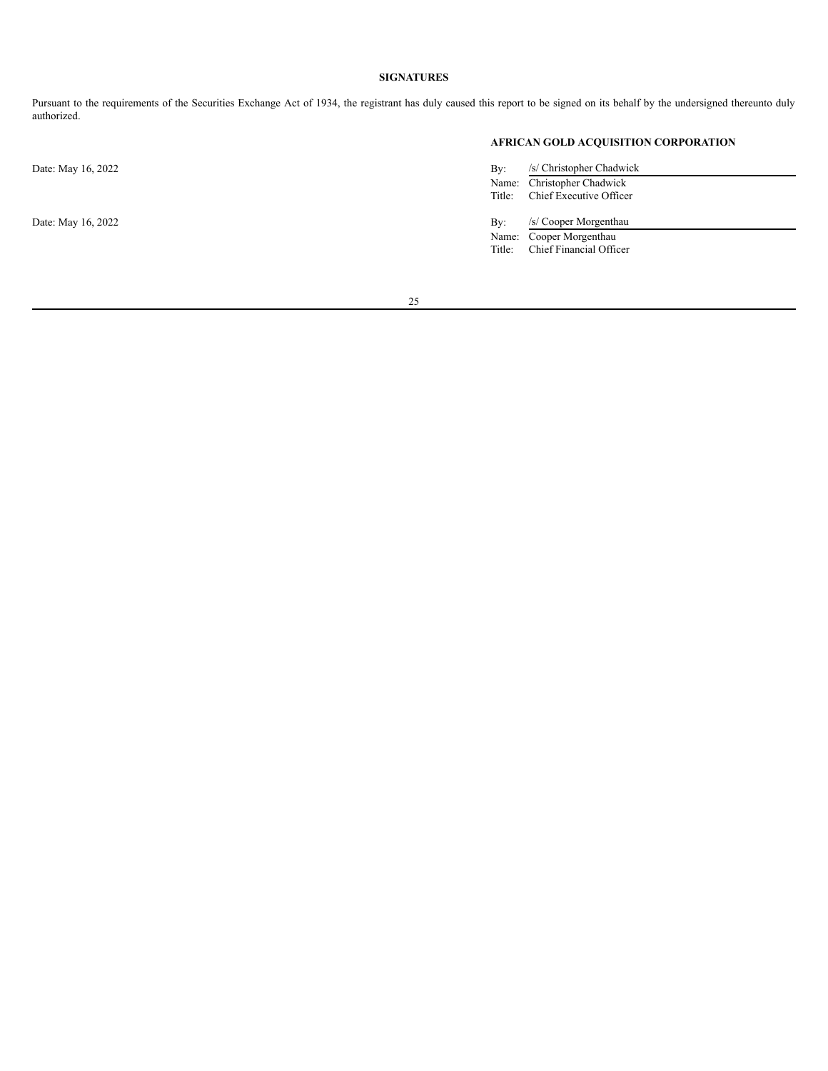## SIGNATURES

Pursuant to the requirements of the Securities Exchange Act of 1934, the registrant has duly caused this report to be signed on its behalf by the undersigned thereunto duly authorized.

**AFRICAN GOLD ACQUISITION CORPORATION**

| | | |
|---|---|---|
| Date: May 16, 2022 | By: | /s/ Christopher Chadwick |
| | Name: | Christopher Chadwick |
| | Title: | Chief Executive Officer |
| | | |
| Date: May 16, 2022 | By: | /s/ Cooper Morgenthau |
| | Name: | Cooper Morgenthau |
| | Title: | Chief Financial Officer |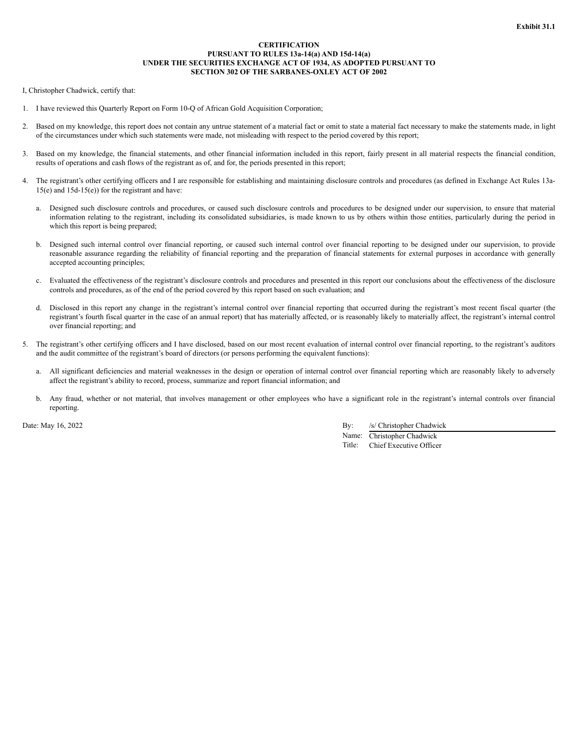**Exhibit 31.1**

**CERTIFICATION**
**PURSUANT TO RULES 13a-14(a) AND 15d-14(a)**
**UNDER THE SECURITIES EXCHANGE ACT OF 1934, AS ADOPTED PURSUANT TO**
**SECTION 302 OF THE SARBANES-OXLEY ACT OF 2002**

I, Christopher Chadwick, certify that:

1. I have reviewed this Quarterly Report on Form 10-Q of African Gold Acquisition Corporation;

2. Based on my knowledge, this report does not contain any untrue statement of a material fact or omit to state a material fact necessary to make the statements made, in light of the circumstances under which such statements were made, not misleading with respect to the period covered by this report;

3. Based on my knowledge, the financial statements, and other financial information included in this report, fairly present in all material respects the financial condition, results of operations and cash flows of the registrant as of, and for, the periods presented in this report;

4. The registrant's other certifying officers and I are responsible for establishing and maintaining disclosure controls and procedures (as defined in Exchange Act Rules 13a-15(e) and 15d-15(e)) for the registrant and have:

   a. Designed such disclosure controls and procedures, or caused such disclosure controls and procedures to be designed under our supervision, to ensure that material information relating to the registrant, including its consolidated subsidiaries, is made known to us by others within those entities, particularly during the period in which this report is being prepared;

   b. Designed such internal control over financial reporting, or caused such internal control over financial reporting to be designed under our supervision, to provide reasonable assurance regarding the reliability of financial reporting and the preparation of financial statements for external purposes in accordance with generally accepted accounting principles;

   c. Evaluated the effectiveness of the registrant's disclosure controls and procedures and presented in this report our conclusions about the effectiveness of the disclosure controls and procedures, as of the end of the period covered by this report based on such evaluation; and

   d. Disclosed in this report any change in the registrant's internal control over financial reporting that occurred during the registrant's most recent fiscal quarter (the registrant's fourth fiscal quarter in the case of an annual report) that has materially affected, or is reasonably likely to materially affect, the registrant's internal control over financial reporting; and

5. The registrant's other certifying officers and I have disclosed, based on our most recent evaluation of internal control over financial reporting, to the registrant's auditors and the audit committee of the registrant's board of directors (or persons performing the equivalent functions):

   a. All significant deficiencies and material weaknesses in the design or operation of internal control over financial reporting which are reasonably likely to adversely affect the registrant's ability to record, process, summarize and report financial information; and

   b. Any fraud, whether or not material, that involves management or other employees who have a significant role in the registrant's internal controls over financial reporting.

Date: May 16, 2022

By: /s/ Christopher Chadwick
Name: Christopher Chadwick
Title: Chief Executive Officer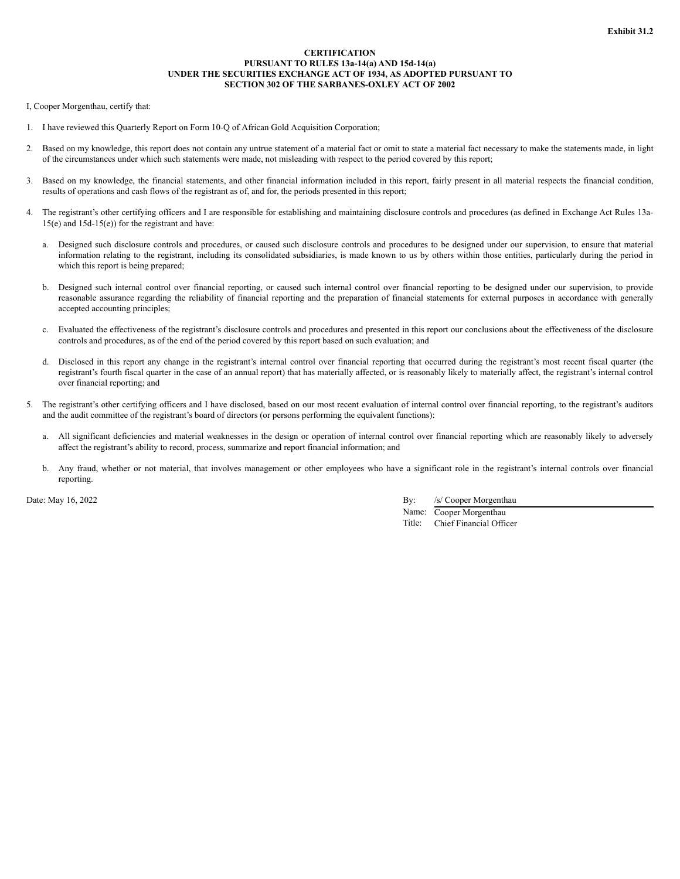**Exhibit 31.2**

**CERTIFICATION**
**PURSUANT TO RULES 13a-14(a) AND 15d-14(a)**
**UNDER THE SECURITIES EXCHANGE ACT OF 1934, AS ADOPTED PURSUANT TO**
**SECTION 302 OF THE SARBANES-OXLEY ACT OF 2002**

I, Cooper Morgenthau, certify that:

1. I have reviewed this Quarterly Report on Form 10-Q of African Gold Acquisition Corporation;

2. Based on my knowledge, this report does not contain any untrue statement of a material fact or omit to state a material fact necessary to make the statements made, in light of the circumstances under which such statements were made, not misleading with respect to the period covered by this report;

3. Based on my knowledge, the financial statements, and other financial information included in this report, fairly present in all material respects the financial condition, results of operations and cash flows of the registrant as of, and for, the periods presented in this report;

4. The registrant's other certifying officers and I are responsible for establishing and maintaining disclosure controls and procedures (as defined in Exchange Act Rules 13a-15(e) and 15d-15(e)) for the registrant and have:

   a. Designed such disclosure controls and procedures, or caused such disclosure controls and procedures to be designed under our supervision, to ensure that material information relating to the registrant, including its consolidated subsidiaries, is made known to us by others within those entities, particularly during the period in which this report is being prepared;

   b. Designed such internal control over financial reporting, or caused such internal control over financial reporting to be designed under our supervision, to provide reasonable assurance regarding the reliability of financial reporting and the preparation of financial statements for external purposes in accordance with generally accepted accounting principles;

   c. Evaluated the effectiveness of the registrant's disclosure controls and procedures and presented in this report our conclusions about the effectiveness of the disclosure controls and procedures, as of the end of the period covered by this report based on such evaluation; and

   d. Disclosed in this report any change in the registrant's internal control over financial reporting that occurred during the registrant's most recent fiscal quarter (the registrant's fourth fiscal quarter in the case of an annual report) that has materially affected, or is reasonably likely to materially affect, the registrant's internal control over financial reporting; and

5. The registrant's other certifying officers and I have disclosed, based on our most recent evaluation of internal control over financial reporting, to the registrant's auditors and the audit committee of the registrant's board of directors (or persons performing the equivalent functions):

   a. All significant deficiencies and material weaknesses in the design or operation of internal control over financial reporting which are reasonably likely to adversely affect the registrant's ability to record, process, summarize and report financial information; and

   b. Any fraud, whether or not material, that involves management or other employees who have a significant role in the registrant's internal controls over financial reporting.

Date: May 16, 2022

By: /s/ Cooper Morgenthau
Name: Cooper Morgenthau
Title: Chief Financial Officer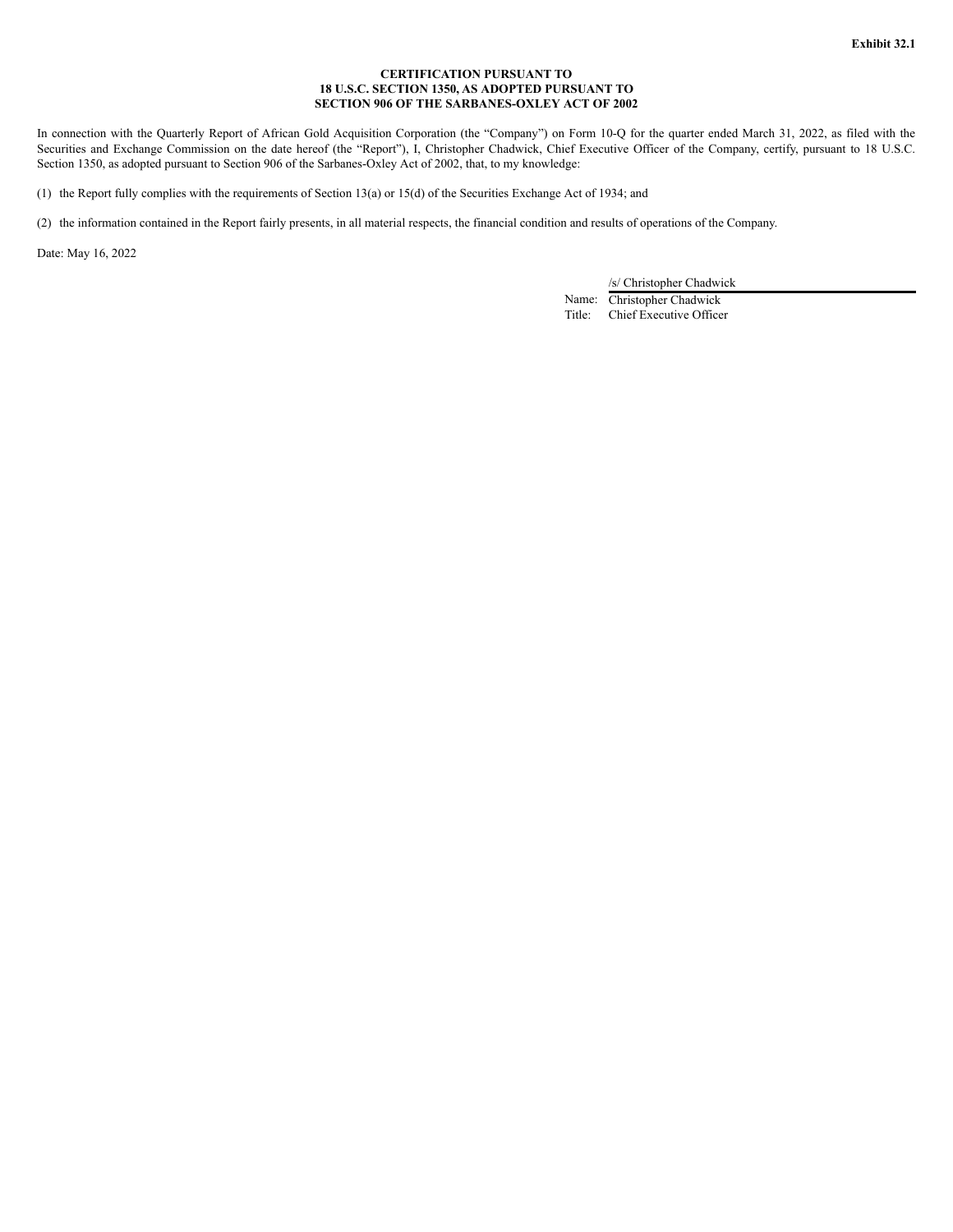**Exhibit 32.1**

**CERTIFICATION PURSUANT TO**
**18 U.S.C. SECTION 1350, AS ADOPTED PURSUANT TO**
**SECTION 906 OF THE SARBANES-OXLEY ACT OF 2002**

In connection with the Quarterly Report of African Gold Acquisition Corporation (the "Company") on Form 10-Q for the quarter ended March 31, 2022, as filed with the Securities and Exchange Commission on the date hereof (the "Report"), I, Christopher Chadwick, Chief Executive Officer of the Company, certify, pursuant to 18 U.S.C. Section 1350, as adopted pursuant to Section 906 of the Sarbanes-Oxley Act of 2002, that, to my knowledge:

(1) the Report fully complies with the requirements of Section 13(a) or 15(d) of the Securities Exchange Act of 1934; and

(2) the information contained in the Report fairly presents, in all material respects, the financial condition and results of operations of the Company.

Date: May 16, 2022

/s/ Christopher Chadwick

Name: Christopher Chadwick

Title: Chief Executive Officer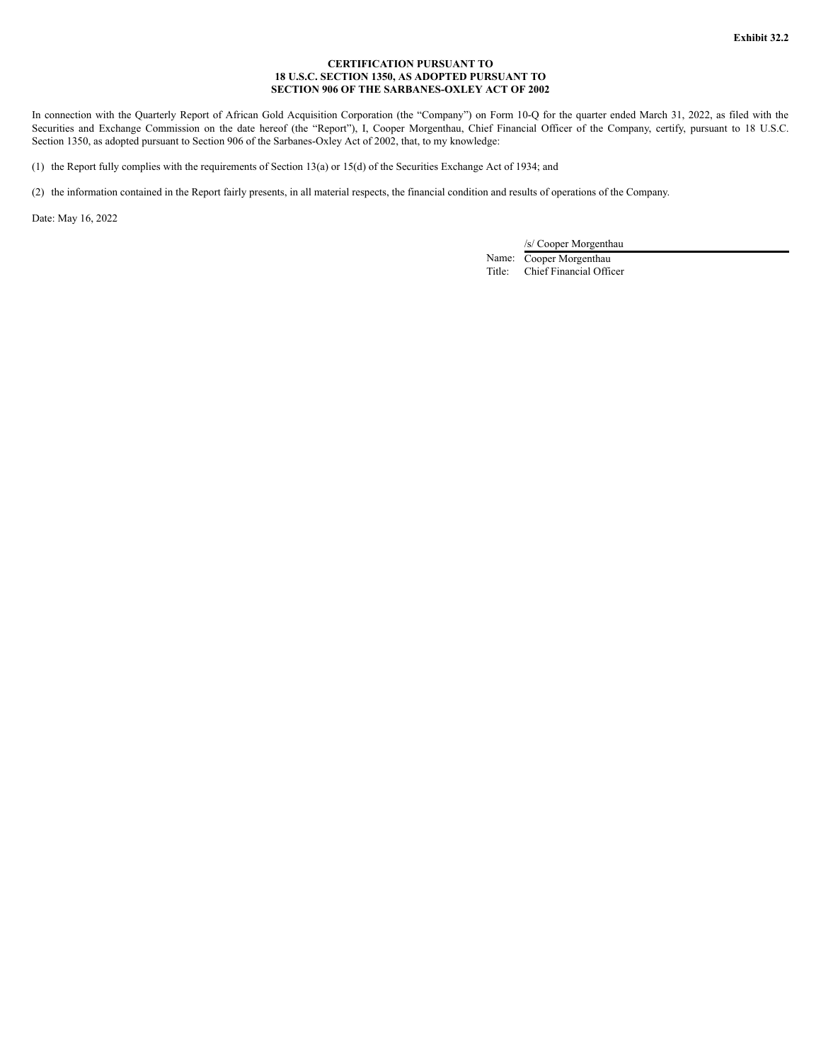**Exhibit 32.2**

**CERTIFICATION PURSUANT TO
18 U.S.C. SECTION 1350, AS ADOPTED PURSUANT TO
SECTION 906 OF THE SARBANES-OXLEY ACT OF 2002**

In connection with the Quarterly Report of African Gold Acquisition Corporation (the "Company") on Form 10-Q for the quarter ended March 31, 2022, as filed with the Securities and Exchange Commission on the date hereof (the "Report"), I, Cooper Morgenthau, Chief Financial Officer of the Company, certify, pursuant to 18 U.S.C. Section 1350, as adopted pursuant to Section 906 of the Sarbanes-Oxley Act of 2002, that, to my knowledge:

(1) the Report fully complies with the requirements of Section 13(a) or 15(d) of the Securities Exchange Act of 1934; and

(2) the information contained in the Report fairly presents, in all material respects, the financial condition and results of operations of the Company.

Date: May 16, 2022

/s/ Cooper Morgenthau

Name: Cooper Morgenthau
Title: Chief Financial Officer